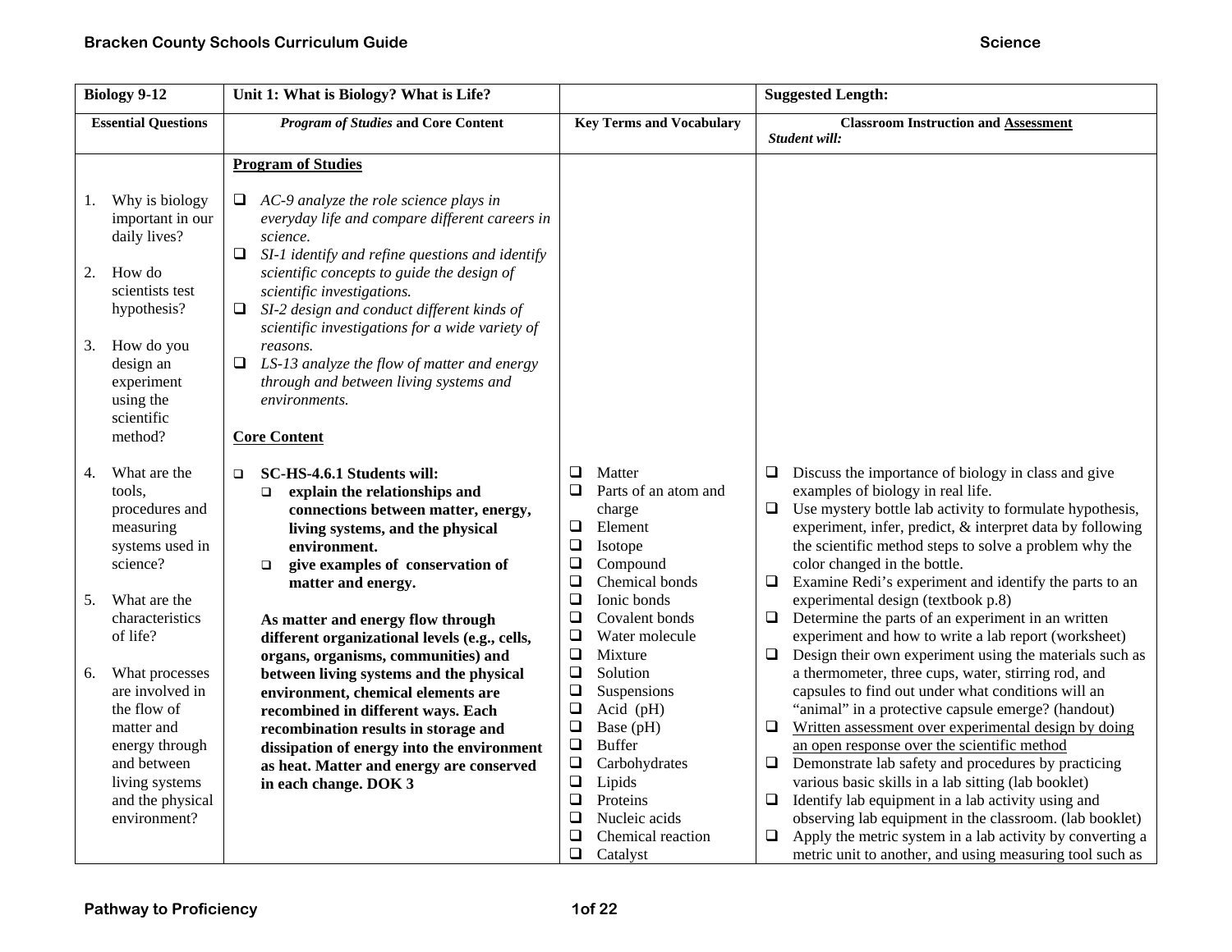| Biology 9-12 | Unit 1: What is Biology? What is Life? | | Suggested Length: |
|---|---|---|---|
| **Essential Questions** | ***Program of Studies* and Core Content** | **Key Terms and Vocabulary** | **Classroom Instruction and <u>Assessment</u>** *Student will:* |
| 1. Why is biology important in our daily lives?<br><br>2. How do scientists test hypothesis?<br><br>3. How do you design an experiment using the scientific method?<br><br>4. What are the tools, procedures and measuring systems used in science?<br><br>5. What are the characteristics of life?<br><br>6. What processes are involved in the flow of matter and energy through and between living systems and the physical environment? | **<u>Program of Studies</u>**<br><br>❑ *AC-9 analyze the role science plays in everyday life and compare different careers in science.*<br>❑ *SI-1 identify and refine questions and identify scientific concepts to guide the design of scientific investigations.*<br>❑ *SI-2 design and conduct different kinds of scientific investigations for a wide variety of reasons.*<br>❑ *LS-13 analyze the flow of matter and energy through and between living systems and environments.*<br><br>**<u>Core Content</u>**<br><br>❑ **SC-HS-4.6.1 Students will:**<br>❑ **explain the relationships and connections between matter, energy, living systems, and the physical environment.**<br>❑ **give examples of conservation of matter and energy.**<br><br>**As matter and energy flow through different organizational levels (e.g., cells, organs, organisms, communities) and between living systems and the physical environment, chemical elements are recombined in different ways. Each recombination results in storage and dissipation of energy into the environment as heat. Matter and energy are conserved in each change. DOK 3** | ❑ Matter<br>❑ Parts of an atom and charge<br>❑ Element<br>❑ Isotope<br>❑ Compound<br>❑ Chemical bonds<br>❑ Ionic bonds<br>❑ Covalent bonds<br>❑ Water molecule<br>❑ Mixture<br>❑ Solution<br>❑ Suspensions<br>❑ Acid (pH)<br>❑ Base (pH)<br>❑ Buffer<br>❑ Carbohydrates<br>❑ Lipids<br>❑ Proteins<br>❑ Nucleic acids<br>❑ Chemical reaction<br>❑ Catalyst | ❑ Discuss the importance of biology in class and give examples of biology in real life.<br>❑ Use mystery bottle lab activity to formulate hypothesis, experiment, infer, predict, & interpret data by following the scientific method steps to solve a problem why the color changed in the bottle.<br>❑ Examine Redi's experiment and identify the parts to an experimental design (textbook p.8)<br>❑ Determine the parts of an experiment in an written experiment and how to write a lab report (worksheet)<br>❑ Design their own experiment using the materials such as a thermometer, three cups, water, stirring rod, and capsules to find out under what conditions will an "animal" in a protective capsule emerge? (handout)<br>❑ <u>Written assessment over experimental design by doing an open response over the scientific method</u><br>❑ Demonstrate lab safety and procedures by practicing various basic skills in a lab sitting (lab booklet)<br>❑ Identify lab equipment in a lab activity using and observing lab equipment in the classroom. (lab booklet)<br>❑ Apply the metric system in a lab activity by converting a metric unit to another, and using measuring tool such as |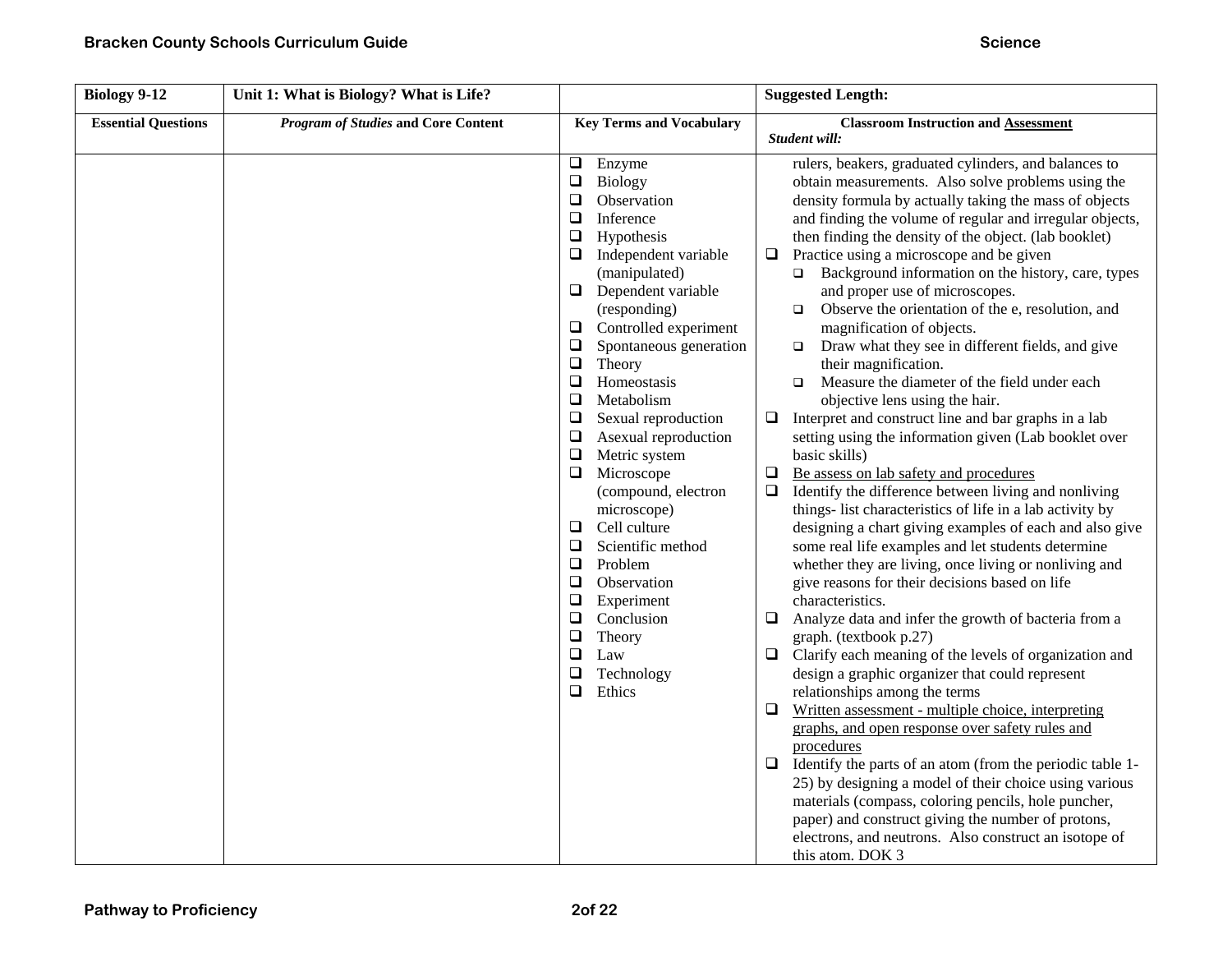| Biology 9-12 | Unit 1: What is Biology? What is Life? | | Suggested Length: |
|---|---|---|---|
| **Essential Questions** | ***Program of Studies* and Core Content** | **Key Terms and Vocabulary** | **Classroom Instruction and Assessment** *Student will:* |
| | | ❑ Enzyme<br>❑ Biology<br>❑ Observation<br>❑ Inference<br>❑ Hypothesis<br>❑ Independent variable (manipulated)<br>❑ Dependent variable (responding)<br>❑ Controlled experiment<br>❑ Spontaneous generation<br>❑ Theory<br>❑ Homeostasis<br>❑ Metabolism<br>❑ Sexual reproduction<br>❑ Asexual reproduction<br>❑ Metric system<br>❑ Microscope (compound, electron microscope)<br>❑ Cell culture<br>❑ Scientific method<br>❑ Problem<br>❑ Observation<br>❑ Experiment<br>❑ Conclusion<br>❑ Theory<br>❑ Law<br>❑ Technology<br>❑ Ethics | rulers, beakers, graduated cylinders, and balances to obtain measurements. Also solve problems using the density formula by actually taking the mass of objects and finding the volume of regular and irregular objects, then finding the density of the object. (lab booklet)<br>❑ Practice using a microscope and be given<br>&nbsp;&nbsp;❑ Background information on the history, care, types and proper use of microscopes.<br>&nbsp;&nbsp;❑ Observe the orientation of the e, resolution, and magnification of objects.<br>&nbsp;&nbsp;❑ Draw what they see in different fields, and give their magnification.<br>&nbsp;&nbsp;❑ Measure the diameter of the field under each objective lens using the hair.<br>❑ Interpret and construct line and bar graphs in a lab setting using the information given (Lab booklet over basic skills)<br>❑ <u>Be assess on lab safety and procedures</u><br>❑ Identify the difference between living and nonliving things- list characteristics of life in a lab activity by designing a chart giving examples of each and also give some real life examples and let students determine whether they are living, once living or nonliving and give reasons for their decisions based on life characteristics.<br>❑ Analyze data and infer the growth of bacteria from a graph. (textbook p.27)<br>❑ Clarify each meaning of the levels of organization and design a graphic organizer that could represent relationships among the terms<br>❑ <u>Written assessment - multiple choice, interpreting graphs, and open response over safety rules and procedures</u><br>❑ Identify the parts of an atom (from the periodic table 1-25) by designing a model of their choice using various materials (compass, coloring pencils, hole puncher, paper) and construct giving the number of protons, electrons, and neutrons. Also construct an isotope of this atom. DOK 3 |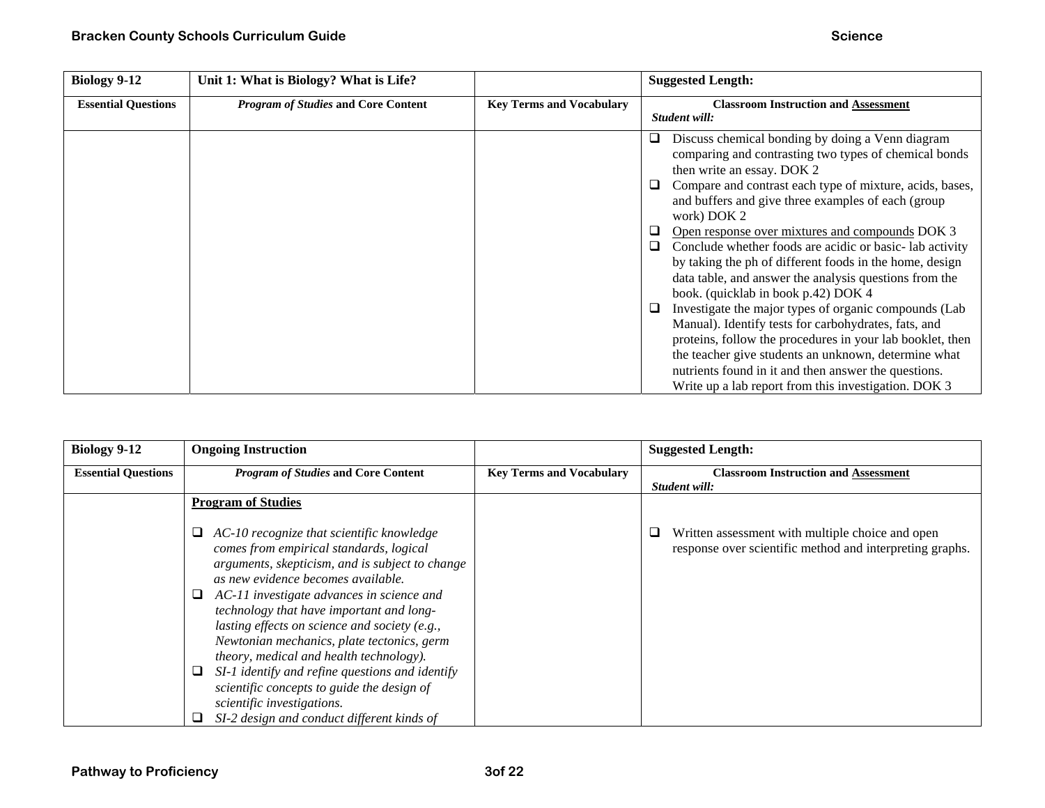| Biology 9-12 | Unit 1: What is Biology? What is Life? | | Suggested Length: |
|---|---|---|---|
| **Essential Questions** | ***Program of Studies* and Core Content** | **Key Terms and Vocabulary** | **Classroom Instruction and Assessment** *Student will:* |
| | | | ❑ Discuss chemical bonding by doing a Venn diagram comparing and contrasting two types of chemical bonds then write an essay. DOK 2<br>❑ Compare and contrast each type of mixture, acids, bases, and buffers and give three examples of each (group work) DOK 2<br>❑ Open response over mixtures and compounds DOK 3<br>❑ Conclude whether foods are acidic or basic- lab activity by taking the ph of different foods in the home, design data table, and answer the analysis questions from the book. (quicklab in book p.42) DOK 4<br>❑ Investigate the major types of organic compounds (Lab Manual). Identify tests for carbohydrates, fats, and proteins, follow the procedures in your lab booklet, then the teacher give students an unknown, determine what nutrients found in it and then answer the questions. Write up a lab report from this investigation. DOK 3 |

| Biology 9-12 | Ongoing Instruction | | Suggested Length: |
|---|---|---|---|
| **Essential Questions** | ***Program of Studies* and Core Content** | **Key Terms and Vocabulary** | **Classroom Instruction and Assessment** *Student will:* |
| | **Program of Studies**<br><br>❑ *AC-10 recognize that scientific knowledge comes from empirical standards, logical arguments, skepticism, and is subject to change as new evidence becomes available.*<br>❑ *AC-11 investigate advances in science and technology that have important and long-lasting effects on science and society (e.g., Newtonian mechanics, plate tectonics, germ theory, medical and health technology).*<br>❑ *SI-1 identify and refine questions and identify scientific concepts to guide the design of scientific investigations.*<br>❑ *SI-2 design and conduct different kinds of* | | ❑ Written assessment with multiple choice and open response over scientific method and interpreting graphs. |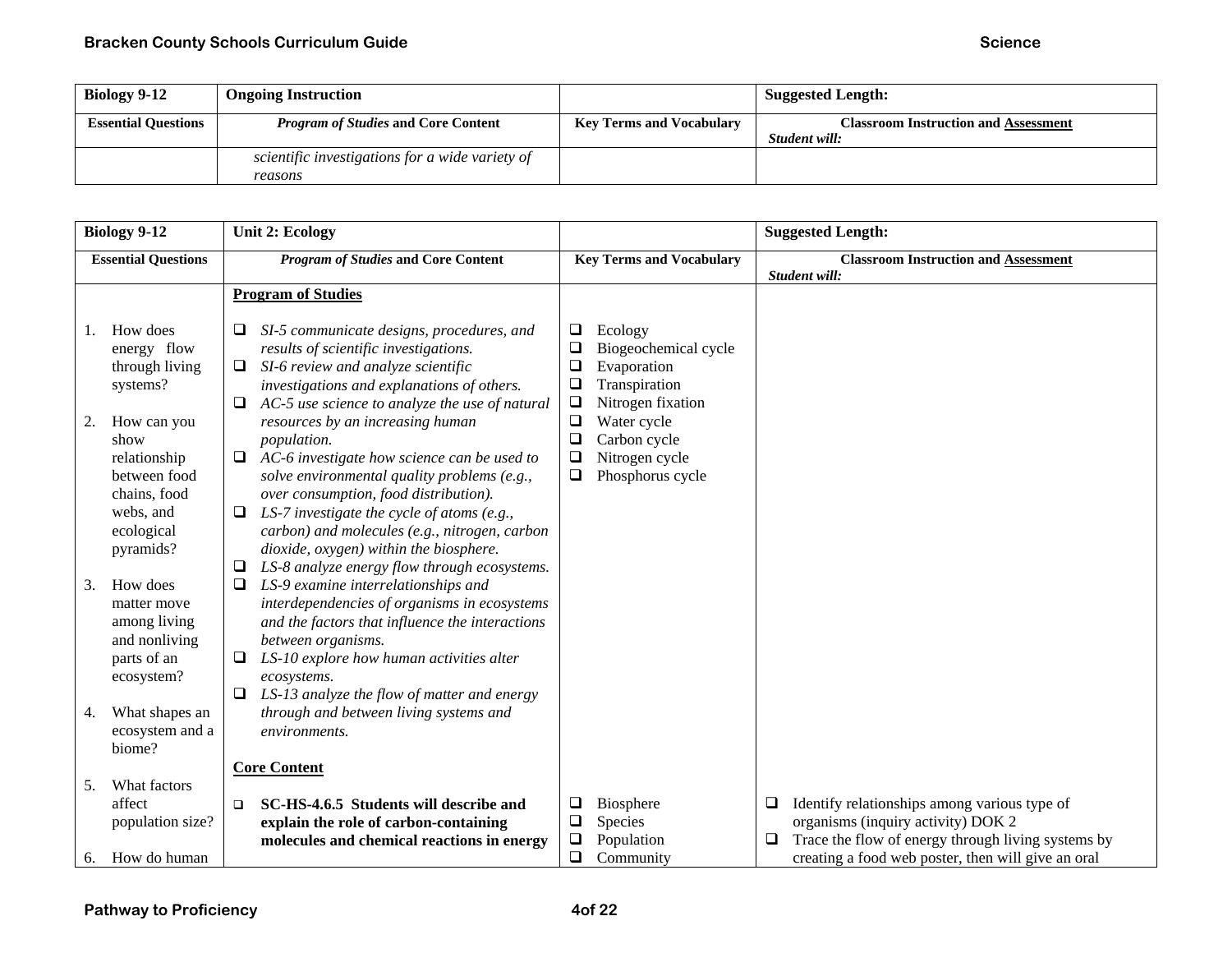| Biology 9-12 | Ongoing Instruction | | Suggested Length: |
|---|---|---|---|
| **Essential Questions** | ***Program of Studies* and Core Content** | **Key Terms and Vocabulary** | **Classroom Instruction and Assessment** ***Student will:*** |
| | *scientific investigations for a wide variety of reasons* | | |

| Biology 9-12 | Unit 2: Ecology | | Suggested Length: |
|---|---|---|---|
| **Essential Questions** | ***Program of Studies* and Core Content** | **Key Terms and Vocabulary** | **Classroom Instruction and Assessment** ***Student will:*** |
| 1. How does energy flow through living systems?<br><br>2. How can you show relationship between food chains, food webs, and ecological pyramids?<br><br>3. How does matter move among living and nonliving parts of an ecosystem?<br><br>4. What shapes an ecosystem and a biome?<br><br>5. What factors affect population size?<br><br>6. How do human | **Program of Studies**<br><br>❑ *SI-5 communicate designs, procedures, and results of scientific investigations.*<br>❑ *SI-6 review and analyze scientific investigations and explanations of others.*<br>❑ *AC-5 use science to analyze the use of natural resources by an increasing human population.*<br>❑ *AC-6 investigate how science can be used to solve environmental quality problems (e.g., over consumption, food distribution).*<br>❑ *LS-7 investigate the cycle of atoms (e.g., carbon) and molecules (e.g., nitrogen, carbon dioxide, oxygen) within the biosphere.*<br>❑ *LS-8 analyze energy flow through ecosystems.*<br>❑ *LS-9 examine interrelationships and interdependencies of organisms in ecosystems and the factors that influence the interactions between organisms.*<br>❑ *LS-10 explore how human activities alter ecosystems.*<br>❑ *LS-13 analyze the flow of matter and energy through and between living systems and environments.*<br><br>**Core Content**<br><br>❑ **SC-HS-4.6.5 Students will describe and explain the role of carbon-containing molecules and chemical reactions in energy** | ❑ Ecology<br>❑ Biogeochemical cycle<br>❑ Evaporation<br>❑ Transpiration<br>❑ Nitrogen fixation<br>❑ Water cycle<br>❑ Carbon cycle<br>❑ Nitrogen cycle<br>❑ Phosphorus cycle<br><br>❑ Biosphere<br>❑ Species<br>❑ Population<br>❑ Community | ❑ Identify relationships among various type of organisms (inquiry activity) DOK 2<br>❑ Trace the flow of energy through living systems by creating a food web poster, then will give an oral |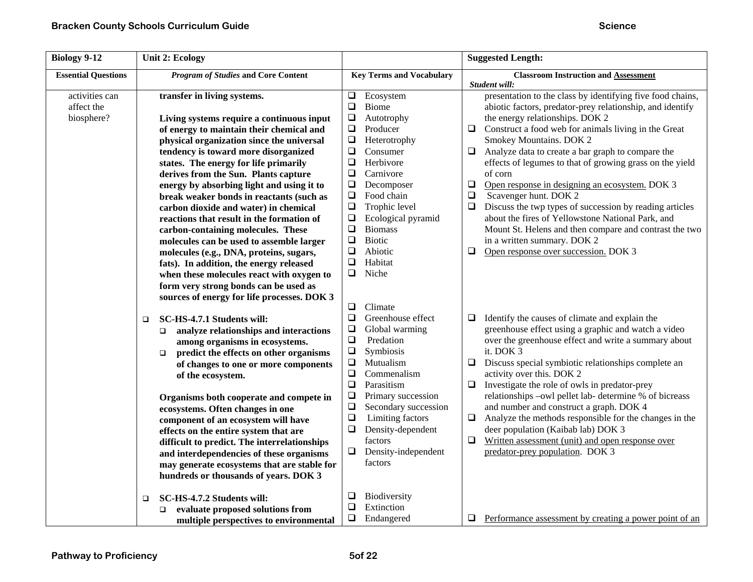| Biology 9-12 | Unit 2: Ecology | | Suggested Length: |
|---|---|---|---|
| **Essential Questions** | ***Program of Studies* and Core Content** | **Key Terms and Vocabulary** | **Classroom Instruction and Assessment** *Student will:* |
| activities can affect the biosphere? | **transfer in living systems.**<br><br>**Living systems require a continuous input of energy to maintain their chemical and physical organization since the universal tendency is toward more disorganized states. The energy for life primarily derives from the Sun. Plants capture energy by absorbing light and using it to break weaker bonds in reactants (such as carbon dioxide and water) in chemical reactions that result in the formation of carbon-containing molecules. These molecules can be used to assemble larger molecules (e.g., DNA, proteins, sugars, fats). In addition, the energy released when these molecules react with oxygen to form very strong bonds can be used as sources of energy for life processes. DOK 3** | ❑ Ecosystem<br>❑ Biome<br>❑ Autotrophy<br>❑ Producer<br>❑ Heterotrophy<br>❑ Consumer<br>❑ Herbivore<br>❑ Carnivore<br>❑ Decomposer<br>❑ Food chain<br>❑ Trophic level<br>❑ Ecological pyramid<br>❑ Biomass<br>❑ Biotic<br>❑ Abiotic<br>❑ Habitat<br>❑ Niche | presentation to the class by identifying five food chains, abiotic factors, predator-prey relationship, and identify the energy relationships. DOK 2<br>❑ Construct a food web for animals living in the Great Smokey Mountains. DOK 2<br>❑ Analyze data to create a bar graph to compare the effects of legumes to that of growing grass on the yield of corn<br>❑ <u>Open response in designing an ecosystem.</u> DOK 3<br>❑ Scavenger hunt. DOK 2<br>❑ Discuss the twp types of succession by reading articles about the fires of Yellowstone National Park, and Mount St. Helens and then compare and contrast the two in a written summary. DOK 2<br>❑ <u>Open response over succession.</u> DOK 3 |
| | ❑ **SC-HS-4.7.1 Students will:**<br>❑ **analyze relationships and interactions among organisms in ecosystems.**<br>❑ **predict the effects on other organisms of changes to one or more components of the ecosystem.**<br><br>**Organisms both cooperate and compete in ecosystems. Often changes in one component of an ecosystem will have effects on the entire system that are difficult to predict. The interrelationships and interdependencies of these organisms may generate ecosystems that are stable for hundreds or thousands of years. DOK 3** | ❑ Climate<br>❑ Greenhouse effect<br>❑ Global warming<br>❑ Predation<br>❑ Symbiosis<br>❑ Mutualism<br>❑ Commenalism<br>❑ Parasitism<br>❑ Primary succession<br>❑ Secondary succession<br>❑ Limiting factors<br>❑ Density-dependent factors<br>❑ Density-independent factors | ❑ Identify the causes of climate and explain the greenhouse effect using a graphic and watch a video over the greenhouse effect and write a summary about it. DOK 3<br>❑ Discuss special symbiotic relationships complete an activity over this. DOK 2<br>❑ Investigate the role of owls in predator-prey relationships –owl pellet lab- determine % of bicreass and number and construct a graph. DOK 4<br>❑ Analyze the methods responsible for the changes in the deer population (Kaibab lab) DOK 3<br>❑ <u>Written assessment (unit) and open response over predator-prey population</u>. DOK 3 |
| | ❑ **SC-HS-4.7.2 Students will:**<br>❑ **evaluate proposed solutions from multiple perspectives to environmental** | ❑ Biodiversity<br>❑ Extinction<br>❑ Endangered | ❑ <u>Performance assessment by creating a power point of an</u> |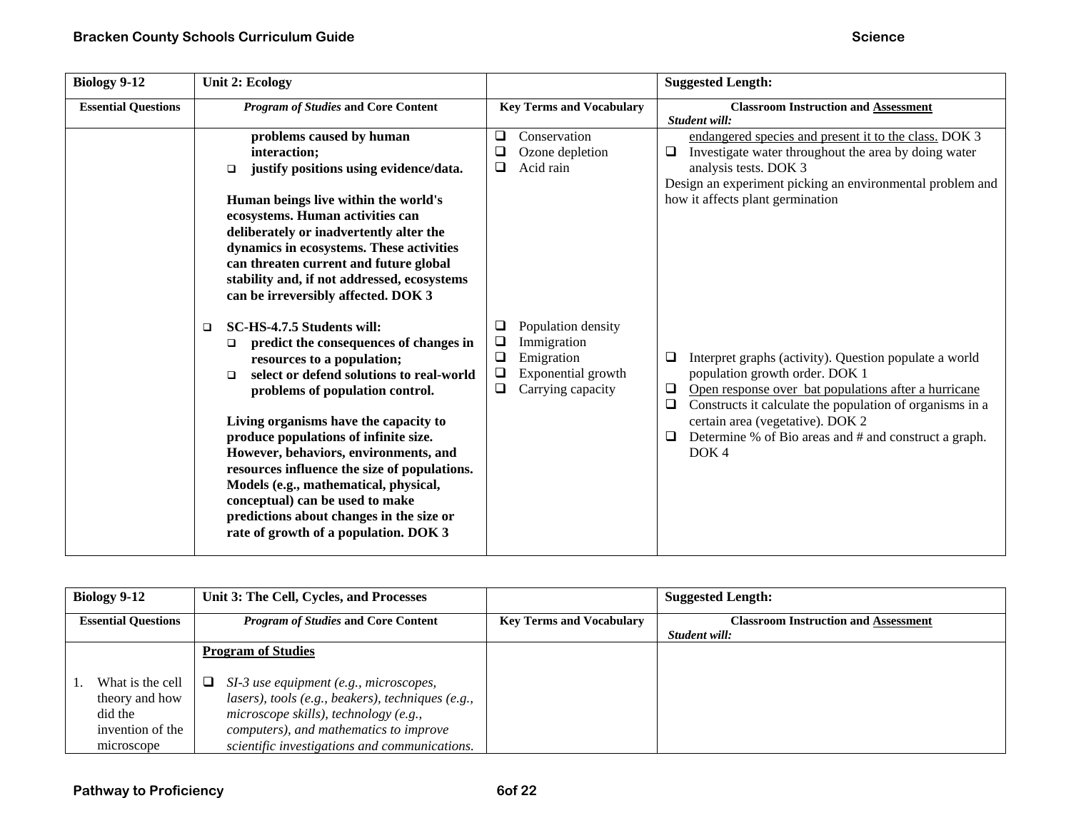| Biology 9-12 | Unit 2: Ecology | | Suggested Length: |
|---|---|---|---|
| **Essential Questions** | ***Program of Studies* and Core Content** | **Key Terms and Vocabulary** | **Classroom Instruction and Assessment** *Student will:* |
| | **problems caused by human interaction;**<br>❑ **justify positions using evidence/data.**<br><br>**Human beings live within the world's ecosystems. Human activities can deliberately or inadvertently alter the dynamics in ecosystems. These activities can threaten current and future global stability and, if not addressed, ecosystems can be irreversibly affected. DOK 3** | ❑ Conservation<br>❑ Ozone depletion<br>❑ Acid rain | endangered species and present it to the class. DOK 3<br>❑ Investigate water throughout the area by doing water analysis tests. DOK 3<br>Design an experiment picking an environmental problem and how it affects plant germination |
| | ❑ **SC-HS-4.7.5 Students will:**<br>❑ **predict the consequences of changes in resources to a population;**<br>❑ **select or defend solutions to real-world problems of population control.**<br><br>**Living organisms have the capacity to produce populations of infinite size. However, behaviors, environments, and resources influence the size of populations. Models (e.g., mathematical, physical, conceptual) can be used to make predictions about changes in the size or rate of growth of a population. DOK 3** | ❑ Population density<br>❑ Immigration<br>❑ Emigration<br>❑ Exponential growth<br>❑ Carrying capacity | ❑ Interpret graphs (activity). Question populate a world population growth order. DOK 1<br>❑ Open response over bat populations after a hurricane<br>❑ Constructs it calculate the population of organisms in a certain area (vegetative). DOK 2<br>❑ Determine % of Bio areas and # and construct a graph. DOK 4 |

| Biology 9-12 | Unit 3: The Cell, Cycles, and Processes | | Suggested Length: |
|---|---|---|---|
| **Essential Questions** | ***Program of Studies* and Core Content** | **Key Terms and Vocabulary** | **Classroom Instruction and Assessment** *Student will:* |
| 1. What is the cell theory and how did the invention of the microscope | **Program of Studies**<br><br>❑ *SI-3 use equipment (e.g., microscopes, lasers), tools (e.g., beakers), techniques (e.g., microscope skills), technology (e.g., computers), and mathematics to improve scientific investigations and communications.* | | |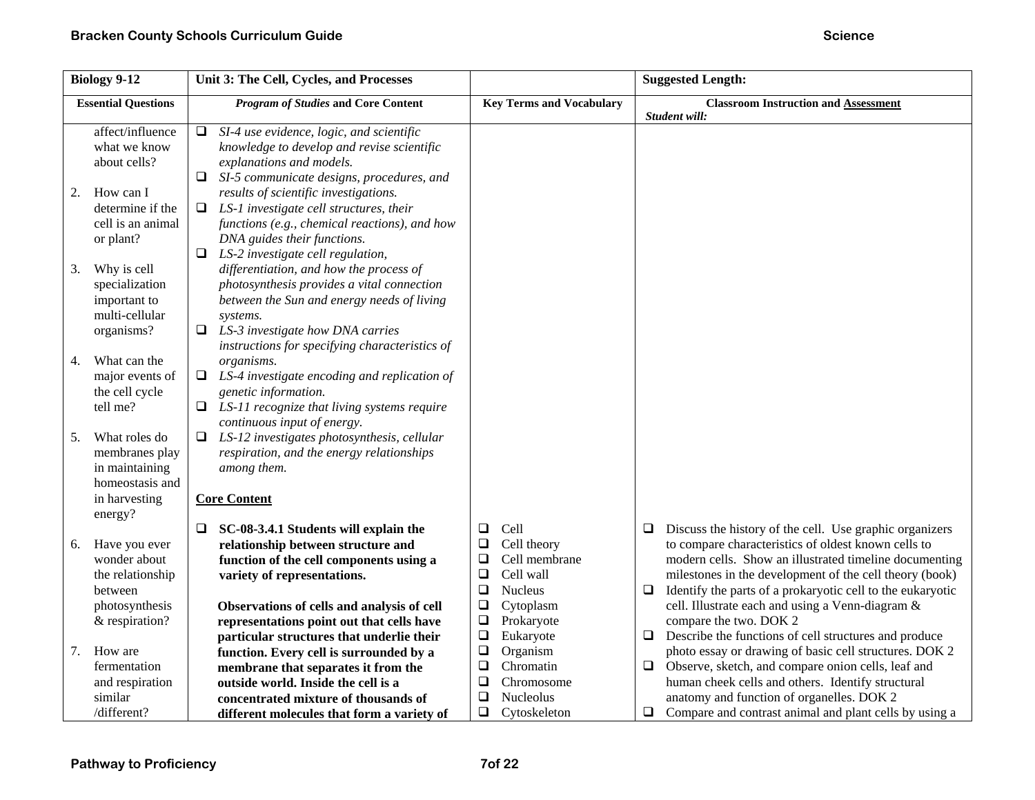| Biology 9-12 | Unit 3: The Cell, Cycles, and Processes | | Suggested Length: |
|---|---|---|---|
| **Essential Questions** | ***Program of Studies* and Core Content** | **Key Terms and Vocabulary** | **Classroom Instruction and Assessment** *Student will:* |
| affect/influence what we know about cells?<br><br>2. How can I determine if the cell is an animal or plant?<br><br>3. Why is cell specialization important to multi-cellular organisms?<br><br>4. What can the major events of the cell cycle tell me?<br><br>5. What roles do membranes play in maintaining homeostasis and in harvesting energy?<br><br>6. Have you ever wonder about the relationship between photosynthesis & respiration?<br><br>7. How are fermentation and respiration similar /different? | ❑ *SI-4 use evidence, logic, and scientific knowledge to develop and revise scientific explanations and models.*<br>❑ *SI-5 communicate designs, procedures, and results of scientific investigations.*<br>❑ *LS-1 investigate cell structures, their functions (e.g., chemical reactions), and how DNA guides their functions.*<br>❑ *LS-2 investigate cell regulation, differentiation, and how the process of photosynthesis provides a vital connection between the Sun and energy needs of living systems.*<br>❑ *LS-3 investigate how DNA carries instructions for specifying characteristics of organisms.*<br>❑ *LS-4 investigate encoding and replication of genetic information.*<br>❑ *LS-11 recognize that living systems require continuous input of energy.*<br>❑ *LS-12 investigates photosynthesis, cellular respiration, and the energy relationships among them.*<br><br>**<u>Core Content</u>**<br><br>❑ **SC-08-3.4.1 Students will explain the relationship between structure and function of the cell components using a variety of representations.**<br><br>**Observations of cells and analysis of cell representations point out that cells have particular structures that underlie their function. Every cell is surrounded by a membrane that separates it from the outside world. Inside the cell is a concentrated mixture of thousands of different molecules that form a variety of** | ❑ Cell<br>❑ Cell theory<br>❑ Cell membrane<br>❑ Cell wall<br>❑ Nucleus<br>❑ Cytoplasm<br>❑ Prokaryote<br>❑ Eukaryote<br>❑ Organism<br>❑ Chromatin<br>❑ Chromosome<br>❑ Nucleolus<br>❑ Cytoskeleton | ❑ Discuss the history of the cell. Use graphic organizers to compare characteristics of oldest known cells to modern cells. Show an illustrated timeline documenting milestones in the development of the cell theory (book)<br>❑ Identify the parts of a prokaryotic cell to the eukaryotic cell. Illustrate each and using a Venn-diagram & compare the two. DOK 2<br>❑ Describe the functions of cell structures and produce photo essay or drawing of basic cell structures. DOK 2<br>❑ Observe, sketch, and compare onion cells, leaf and human cheek cells and others. Identify structural anatomy and function of organelles. DOK 2<br>❑ Compare and contrast animal and plant cells by using a |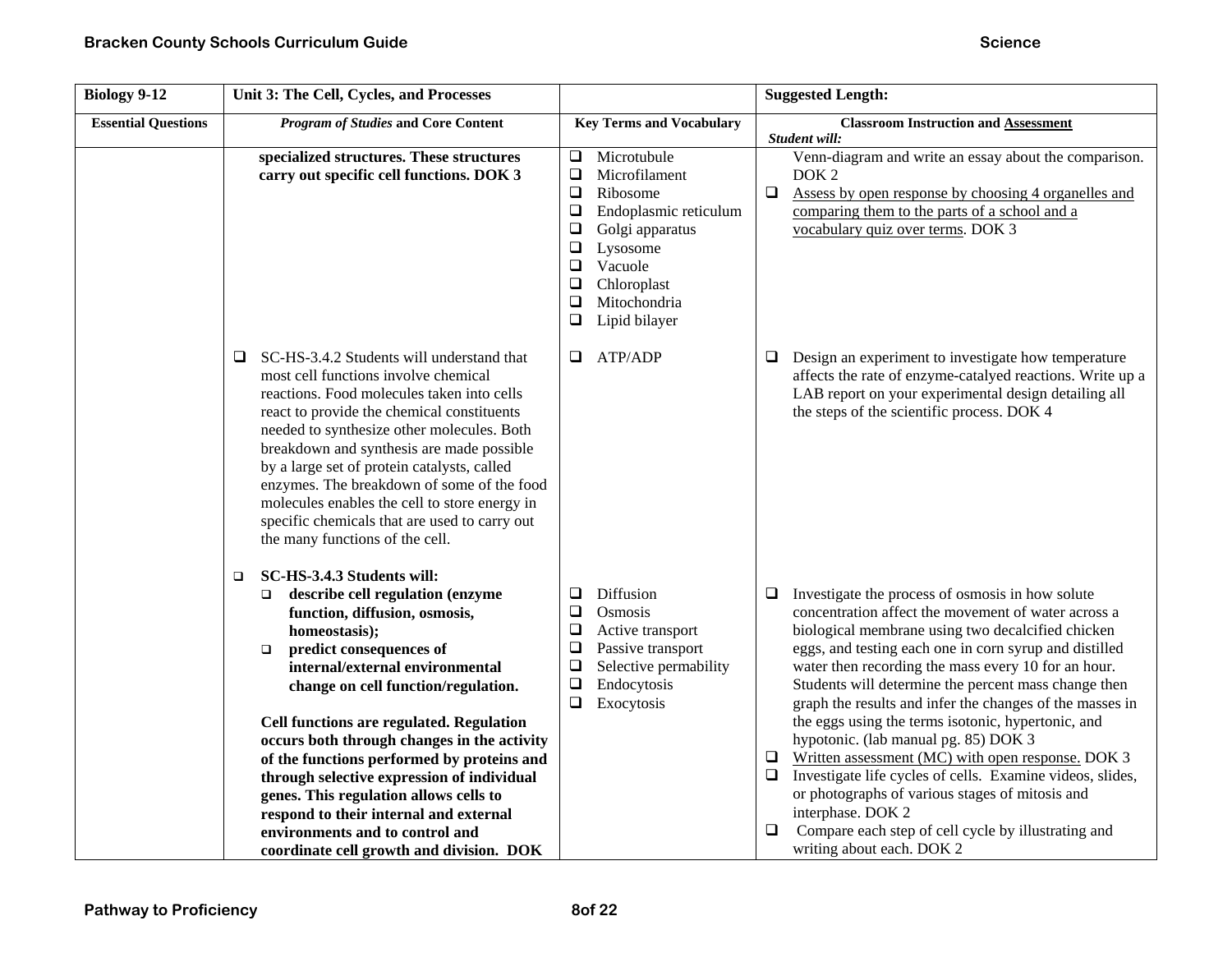| Biology 9-12 | Unit 3: The Cell, Cycles, and Processes | | Suggested Length: |
|---|---|---|---|
| **Essential Questions** | ***Program of Studies* and Core Content** | **Key Terms and Vocabulary** | **Classroom Instruction and Assessment**<br>*Student will:* |
| | **specialized structures. These structures carry out specific cell functions. DOK 3** | ❑ Microtubule<br>❑ Microfilament<br>❑ Ribosome<br>❑ Endoplasmic reticulum<br>❑ Golgi apparatus<br>❑ Lysosome<br>❑ Vacuole<br>❑ Chloroplast<br>❑ Mitochondria<br>❑ Lipid bilayer | Venn-diagram and write an essay about the comparison. DOK 2<br>❑ Assess by open response by choosing 4 organelles and comparing them to the parts of a school and a vocabulary quiz over terms. DOK 3 |
| | ❑ SC-HS-3.4.2 Students will understand that most cell functions involve chemical reactions. Food molecules taken into cells react to provide the chemical constituents needed to synthesize other molecules. Both breakdown and synthesis are made possible by a large set of protein catalysts, called enzymes. The breakdown of some of the food molecules enables the cell to store energy in specific chemicals that are used to carry out the many functions of the cell. | ❑ ATP/ADP | ❑ Design an experiment to investigate how temperature affects the rate of enzyme-catalyed reactions. Write up a LAB report on your experimental design detailing all the steps of the scientific process. DOK 4 |
| | ❑ **SC-HS-3.4.3 Students will:**<br>❑ **describe cell regulation (enzyme function, diffusion, osmosis, homeostasis);**<br>❑ **predict consequences of internal/external environmental change on cell function/regulation.**<br><br>**Cell functions are regulated. Regulation occurs both through changes in the activity of the functions performed by proteins and through selective expression of individual genes. This regulation allows cells to respond to their internal and external environments and to control and coordinate cell growth and division. DOK** | ❑ Diffusion<br>❑ Osmosis<br>❑ Active transport<br>❑ Passive transport<br>❑ Selective permability<br>❑ Endocytosis<br>❑ Exocytosis | ❑ Investigate the process of osmosis in how solute concentration affect the movement of water across a biological membrane using two decalcified chicken eggs, and testing each one in corn syrup and distilled water then recording the mass every 10 for an hour. Students will determine the percent mass change then graph the results and infer the changes of the masses in the eggs using the terms isotonic, hypertonic, and hypotonic. (lab manual pg. 85) DOK 3<br>❑ Written assessment (MC) with open response. DOK 3<br>❑ Investigate life cycles of cells. Examine videos, slides, or photographs of various stages of mitosis and interphase. DOK 2<br>❑ Compare each step of cell cycle by illustrating and writing about each. DOK 2 |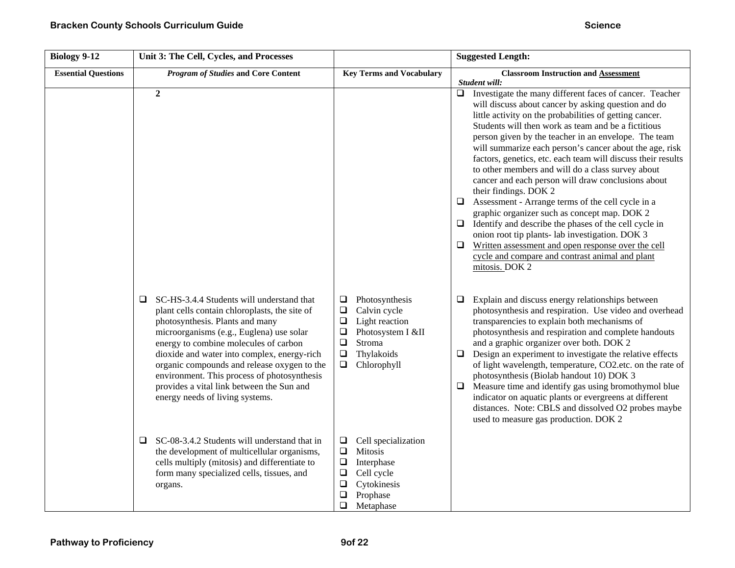| Biology 9-12 | Unit 3: The Cell, Cycles, and Processes | | Suggested Length: |
|---|---|---|---|
| **Essential Questions** | ***Program of Studies* and Core Content** | **Key Terms and Vocabulary** | **Classroom Instruction and Assessment** *Student will:* |
| | **2** | | ❑ Investigate the many different faces of cancer. Teacher will discuss about cancer by asking question and do little activity on the probabilities of getting cancer. Students will then work as team and be a fictitious person given by the teacher in an envelope. The team will summarize each person's cancer about the age, risk factors, genetics, etc. each team will discuss their results to other members and will do a class survey about cancer and each person will draw conclusions about their findings. DOK 2<br>❑ Assessment - Arrange terms of the cell cycle in a graphic organizer such as concept map. DOK 2<br>❑ Identify and describe the phases of the cell cycle in onion root tip plants- lab investigation. DOK 3<br>❑ Written assessment and open response over the cell cycle and compare and contrast animal and plant mitosis. DOK 2 |
| | ❑ SC-HS-3.4.4 Students will understand that plant cells contain chloroplasts, the site of photosynthesis. Plants and many microorganisms (e.g., Euglena) use solar energy to combine molecules of carbon dioxide and water into complex, energy-rich organic compounds and release oxygen to the environment. This process of photosynthesis provides a vital link between the Sun and energy needs of living systems. | ❑ Photosynthesis<br>❑ Calvin cycle<br>❑ Light reaction<br>❑ Photosystem I &II<br>❑ Stroma<br>❑ Thylakoids<br>❑ Chlorophyll | ❑ Explain and discuss energy relationships between photosynthesis and respiration. Use video and overhead transparencies to explain both mechanisms of photosynthesis and respiration and complete handouts and a graphic organizer over both. DOK 2<br>❑ Design an experiment to investigate the relative effects of light wavelength, temperature, CO2.etc. on the rate of photosynthesis (Biolab handout 10) DOK 3<br>❑ Measure time and identify gas using bromothymol blue indicator on aquatic plants or evergreens at different distances. Note: CBLS and dissolved O2 probes maybe used to measure gas production. DOK 2 |
| | ❑ SC-08-3.4.2 Students will understand that in the development of multicellular organisms, cells multiply (mitosis) and differentiate to form many specialized cells, tissues, and organs. | ❑ Cell specialization<br>❑ Mitosis<br>❑ Interphase<br>❑ Cell cycle<br>❑ Cytokinesis<br>❑ Prophase<br>❑ Metaphase | |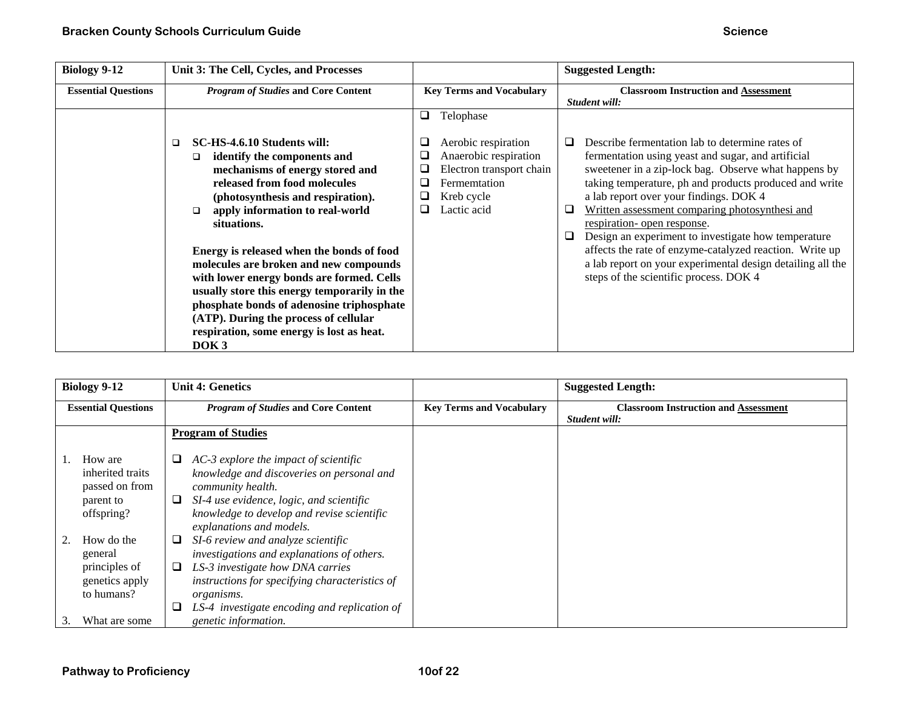| Biology 9-12 | Unit 3: The Cell, Cycles, and Processes | | Suggested Length: |
|---|---|---|---|
| **Essential Questions** | ***Program of Studies* and Core Content** | **Key Terms and Vocabulary** | **Classroom Instruction and Assessment** ***Student will:*** |
| | ❑ **SC-HS-4.6.10 Students will:** ❑ **identify the components and mechanisms of energy stored and released from food molecules (photosynthesis and respiration).** ❑ **apply information to real-world situations.** **Energy is released when the bonds of food molecules are broken and new compounds with lower energy bonds are formed. Cells usually store this energy temporarily in the phosphate bonds of adenosine triphosphate (ATP). During the process of cellular respiration, some energy is lost as heat. DOK 3** | ❑ Telophase ❑ Aerobic respiration ❑ Anaerobic respiration ❑ Electron transport chain ❑ Fermemtation ❑ Kreb cycle ❑ Lactic acid | ❑ Describe fermentation lab to determine rates of fermentation using yeast and sugar, and artificial sweetener in a zip-lock bag. Observe what happens by taking temperature, ph and products produced and write a lab report over your findings. DOK 4 ❑ Written assessment comparing photosynthesi and respiration- open response. ❑ Design an experiment to investigate how temperature affects the rate of enzyme-catalyzed reaction. Write up a lab report on your experimental design detailing all the steps of the scientific process. DOK 4 |

| Biology 9-12 | Unit 4: Genetics | | Suggested Length: |
|---|---|---|---|
| **Essential Questions** | ***Program of Studies* and Core Content** | **Key Terms and Vocabulary** | **Classroom Instruction and Assessment** ***Student will:*** |
| 1. How are inherited traits passed on from parent to offspring? 2. How do the general principles of genetics apply to humans? 3. What are some | **Program of Studies** ❑ *AC-3 explore the impact of scientific knowledge and discoveries on personal and community health.* ❑ *SI-4 use evidence, logic, and scientific knowledge to develop and revise scientific explanations and models.* ❑ *SI-6 review and analyze scientific investigations and explanations of others.* ❑ *LS-3 investigate how DNA carries instructions for specifying characteristics of organisms.* ❑ *LS-4 investigate encoding and replication of genetic information.* | | |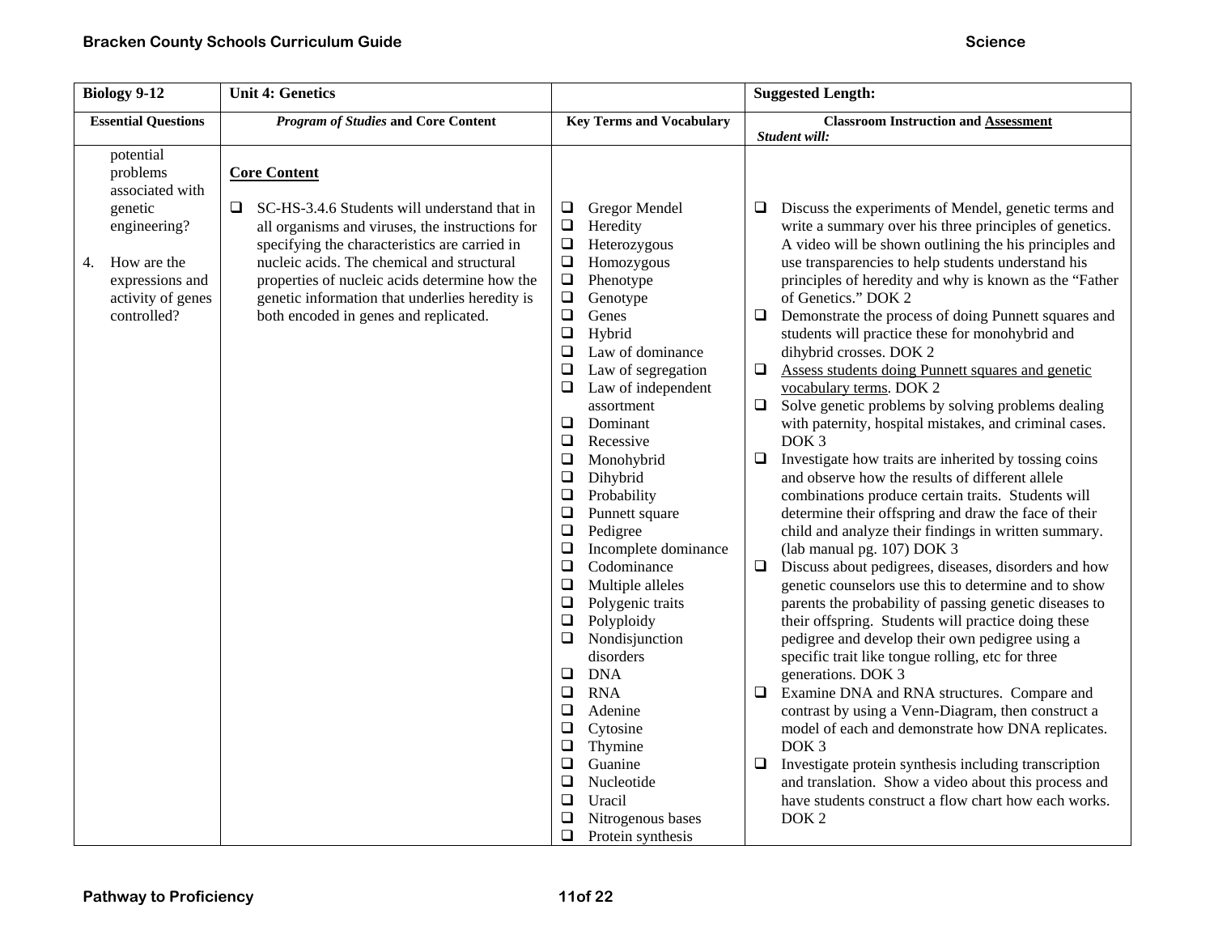| Biology 9-12 | Unit 4: Genetics | | Suggested Length: |
|---|---|---|---|
| **Essential Questions** | ***Program of Studies* and Core Content** | **Key Terms and Vocabulary** | **Classroom Instruction and <u>Assessment</u>**<br>***Student will:*** |
| potential problems associated with genetic engineering?<br><br>4. How are the expressions and activity of genes controlled? | **<u>Core Content</u>**<br><br>❑ SC-HS-3.4.6 Students will understand that in all organisms and viruses, the instructions for specifying the characteristics are carried in nucleic acids. The chemical and structural properties of nucleic acids determine how the genetic information that underlies heredity is both encoded in genes and replicated. | ❑ Gregor Mendel<br>❑ Heredity<br>❑ Heterozygous<br>❑ Homozygous<br>❑ Phenotype<br>❑ Genotype<br>❑ Genes<br>❑ Hybrid<br>❑ Law of dominance<br>❑ Law of segregation<br>❑ Law of independent assortment<br>❑ Dominant<br>❑ Recessive<br>❑ Monohybrid<br>❑ Dihybrid<br>❑ Probability<br>❑ Punnett square<br>❑ Pedigree<br>❑ Incomplete dominance<br>❑ Codominance<br>❑ Multiple alleles<br>❑ Polygenic traits<br>❑ Polyploidy<br>❑ Nondisjunction disorders<br>❑ DNA<br>❑ RNA<br>❑ Adenine<br>❑ Cytosine<br>❑ Thymine<br>❑ Guanine<br>❑ Nucleotide<br>❑ Uracil<br>❑ Nitrogenous bases<br>❑ Protein synthesis | ❑ Discuss the experiments of Mendel, genetic terms and write a summary over his three principles of genetics. A video will be shown outlining the his principles and use transparencies to help students understand his principles of heredity and why is known as the "Father of Genetics." DOK 2<br>❑ Demonstrate the process of doing Punnett squares and students will practice these for monohybrid and dihybrid crosses. DOK 2<br>❑ <u>Assess students doing Punnett squares and genetic vocabulary terms</u>. DOK 2<br>❑ Solve genetic problems by solving problems dealing with paternity, hospital mistakes, and criminal cases. DOK 3<br>❑ Investigate how traits are inherited by tossing coins and observe how the results of different allele combinations produce certain traits. Students will determine their offspring and draw the face of their child and analyze their findings in written summary. (lab manual pg. 107) DOK 3<br>❑ Discuss about pedigrees, diseases, disorders and how genetic counselors use this to determine and to show parents the probability of passing genetic diseases to their offspring. Students will practice doing these pedigree and develop their own pedigree using a specific trait like tongue rolling, etc for three generations. DOK 3<br>❑ Examine DNA and RNA structures. Compare and contrast by using a Venn-Diagram, then construct a model of each and demonstrate how DNA replicates. DOK 3<br>❑ Investigate protein synthesis including transcription and translation. Show a video about this process and have students construct a flow chart how each works. DOK 2 |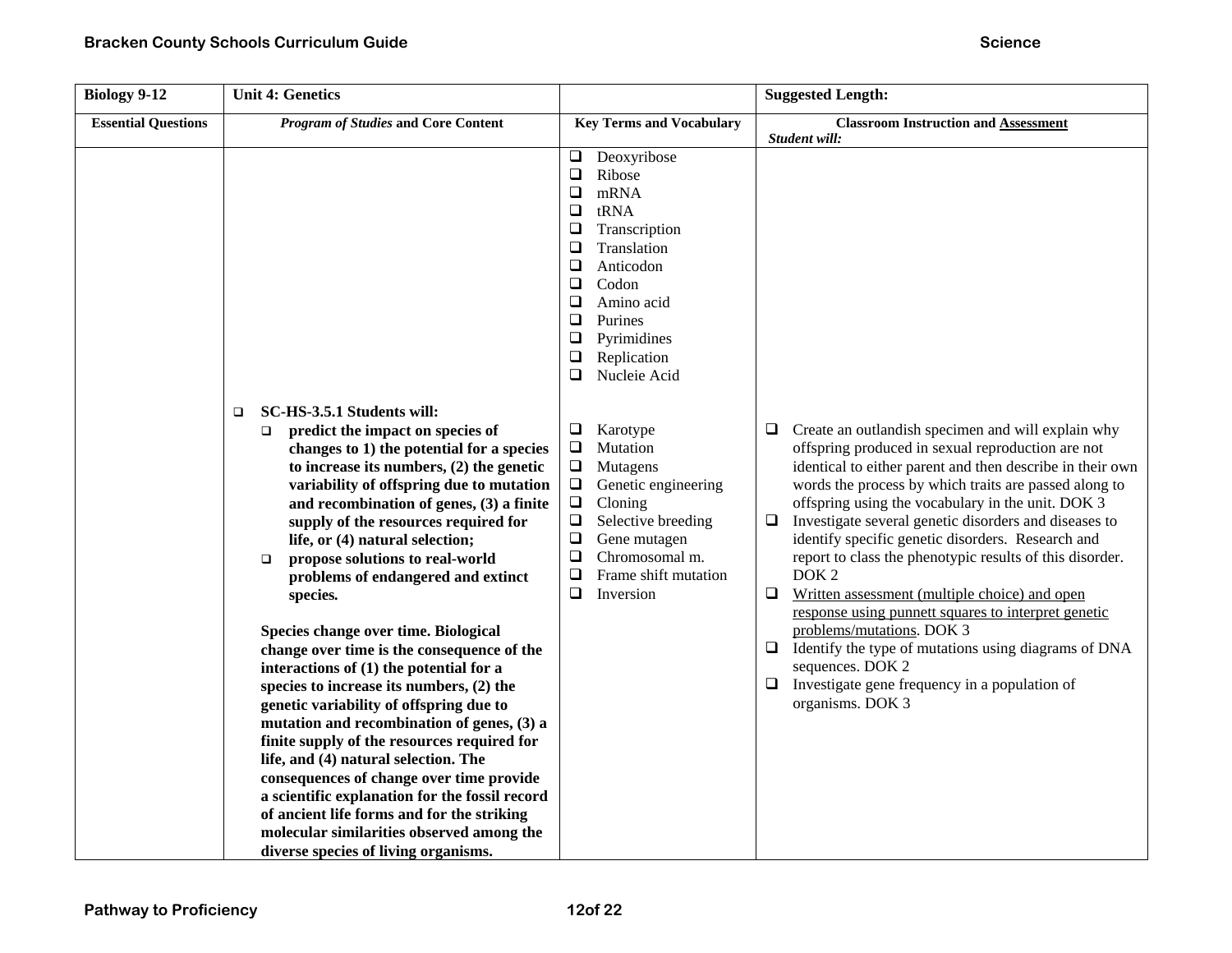| Biology 9-12 | Unit 4: Genetics | | Suggested Length: |
|---|---|---|---|
| **Essential Questions** | ***Program of Studies* and Core Content** | **Key Terms and Vocabulary** | **Classroom Instruction and Assessment** ***Student will:*** |
| | | ❑ Deoxyribose<br>❑ Ribose<br>❑ mRNA<br>❑ tRNA<br>❑ Transcription<br>❑ Translation<br>❑ Anticodon<br>❑ Codon<br>❑ Amino acid<br>❑ Purines<br>❑ Pyrimidines<br>❑ Replication<br>❑ Nucleie Acid | |
| | ❑ **SC-HS-3.5.1 Students will:**<br>❑ **predict the impact on species of changes to 1) the potential for a species to increase its numbers, (2) the genetic variability of offspring due to mutation and recombination of genes, (3) a finite supply of the resources required for life, or (4) natural selection;**<br>❑ **propose solutions to real-world problems of endangered and extinct species.**<br><br>**Species change over time. Biological change over time is the consequence of the interactions of (1) the potential for a species to increase its numbers, (2) the genetic variability of offspring due to mutation and recombination of genes, (3) a finite supply of the resources required for life, and (4) natural selection. The consequences of change over time provide a scientific explanation for the fossil record of ancient life forms and for the striking molecular similarities observed among the diverse species of living organisms.** | ❑ Karotype<br>❑ Mutation<br>❑ Mutagens<br>❑ Genetic engineering<br>❑ Cloning<br>❑ Selective breeding<br>❑ Gene mutagen<br>❑ Chromosomal m.<br>❑ Frame shift mutation<br>❑ Inversion | ❑ Create an outlandish specimen and will explain why offspring produced in sexual reproduction are not identical to either parent and then describe in their own words the process by which traits are passed along to offspring using the vocabulary in the unit. DOK 3<br>❑ Investigate several genetic disorders and diseases to identify specific genetic disorders. Research and report to class the phenotypic results of this disorder. DOK 2<br>❑ Written assessment (multiple choice) and open response using punnett squares to interpret genetic problems/mutations. DOK 3<br>❑ Identify the type of mutations using diagrams of DNA sequences. DOK 2<br>❑ Investigate gene frequency in a population of organisms. DOK 3 |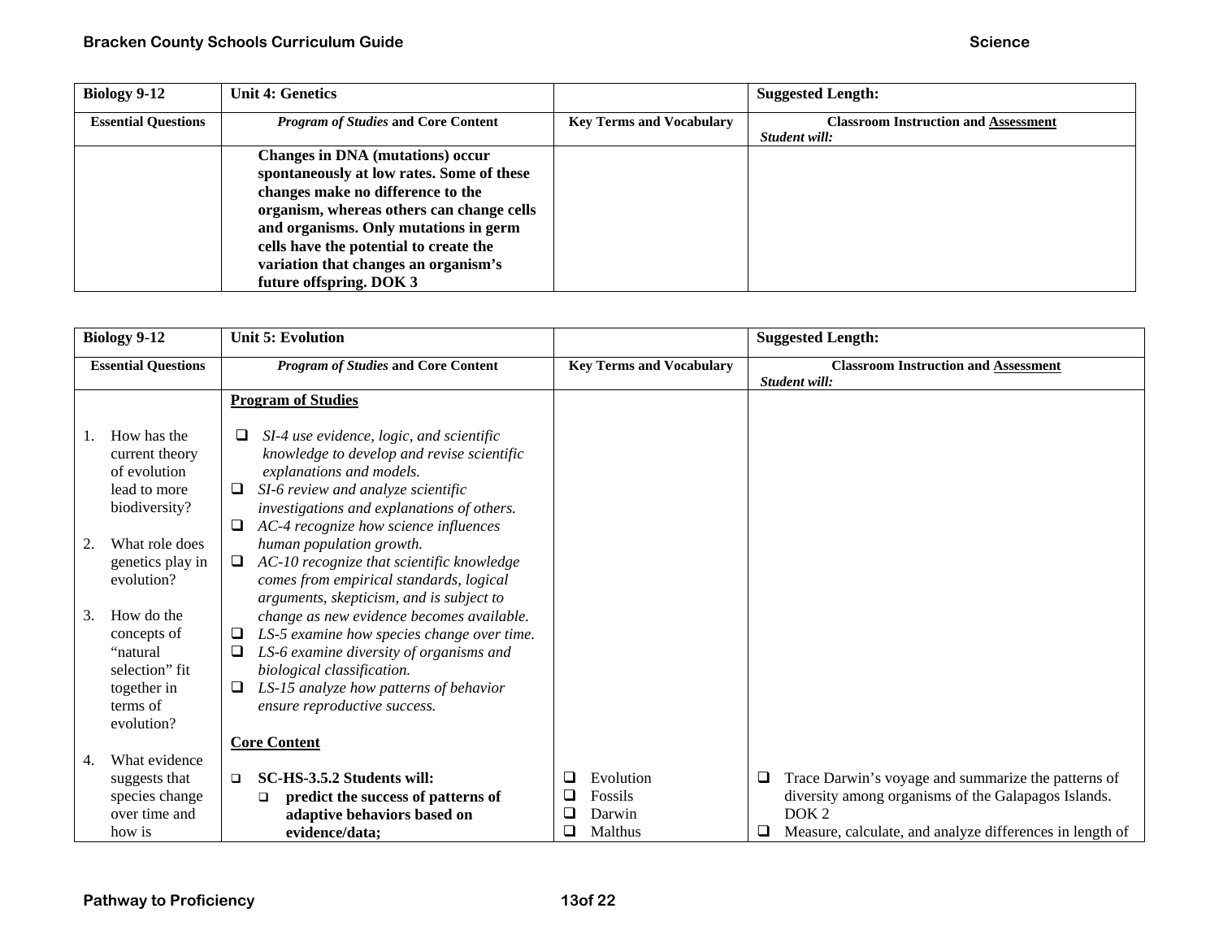| Biology 9-12 | Unit 4: Genetics | | Suggested Length: |
|---|---|---|---|
| **Essential Questions** | ***Program of Studies* and Core Content** | **Key Terms and Vocabulary** | **Classroom Instruction and Assessment** *Student will:* |
| | **Changes in DNA (mutations) occur spontaneously at low rates. Some of these changes make no difference to the organism, whereas others can change cells and organisms. Only mutations in germ cells have the potential to create the variation that changes an organism's future offspring. DOK 3** | | |

| Biology 9-12 | Unit 5: Evolution | | Suggested Length: |
|---|---|---|---|
| **Essential Questions** | ***Program of Studies* and Core Content** | **Key Terms and Vocabulary** | **Classroom Instruction and Assessment** *Student will:* |
| 1. How has the current theory of evolution lead to more biodiversity?<br><br>2. What role does genetics play in evolution?<br><br>3. How do the concepts of "natural selection" fit together in terms of evolution?<br><br>4. What evidence suggests that species change over time and how is | **Program of Studies**<br><br>❑ *SI-4 use evidence, logic, and scientific knowledge to develop and revise scientific explanations and models.*<br>❑ *SI-6 review and analyze scientific investigations and explanations of others.*<br>❑ *AC-4 recognize how science influences human population growth.*<br>❑ *AC-10 recognize that scientific knowledge comes from empirical standards, logical arguments, skepticism, and is subject to change as new evidence becomes available.*<br>❑ *LS-5 examine how species change over time.*<br>❑ *LS-6 examine diversity of organisms and biological classification.*<br>❑ *LS-15 analyze how patterns of behavior ensure reproductive success.*<br><br>**Core Content**<br><br>❑ **SC-HS-3.5.2 Students will:**<br>❑ **predict the success of patterns of adaptive behaviors based on evidence/data;** | ❑ Evolution<br>❑ Fossils<br>❑ Darwin<br>❑ Malthus | ❑ Trace Darwin's voyage and summarize the patterns of diversity among organisms of the Galapagos Islands. DOK 2<br>❑ Measure, calculate, and analyze differences in length of |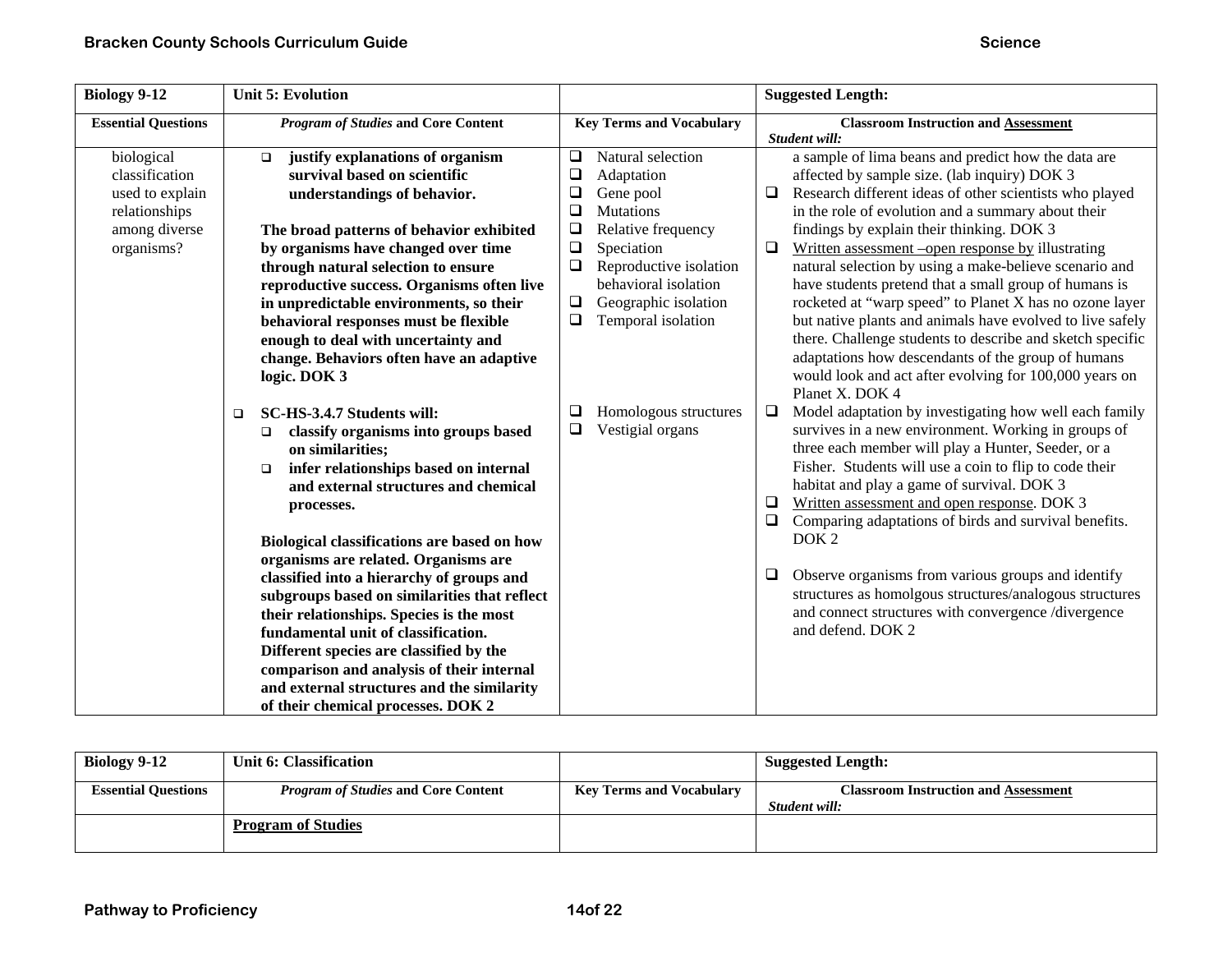| Biology 9-12 | Unit 5: Evolution | | Suggested Length: |
|---|---|---|---|
| **Essential Questions** | ***Program of Studies* and Core Content** | **Key Terms and Vocabulary** | **Classroom Instruction and Assessment** *Student will:* |
| biological classification used to explain relationships among diverse organisms? | ❑ **justify explanations of organism survival based on scientific understandings of behavior.**<br><br>**The broad patterns of behavior exhibited by organisms have changed over time through natural selection to ensure reproductive success. Organisms often live in unpredictable environments, so their behavioral responses must be flexible enough to deal with uncertainty and change. Behaviors often have an adaptive logic. DOK 3**<br><br>❑ **SC-HS-3.4.7 Students will:**<br>❑ **classify organisms into groups based on similarities;**<br>❑ **infer relationships based on internal and external structures and chemical processes.**<br><br>**Biological classifications are based on how organisms are related. Organisms are classified into a hierarchy of groups and subgroups based on similarities that reflect their relationships. Species is the most fundamental unit of classification. Different species are classified by the comparison and analysis of their internal and external structures and the similarity of their chemical processes. DOK 2** | ❑ Natural selection<br>❑ Adaptation<br>❑ Gene pool<br>❑ Mutations<br>❑ Relative frequency<br>❑ Speciation<br>❑ Reproductive isolation behavioral isolation<br>❑ Geographic isolation<br>❑ Temporal isolation<br><br>❑ Homologous structures<br>❑ Vestigial organs | a sample of lima beans and predict how the data are affected by sample size. (lab inquiry) DOK 3<br>❑ Research different ideas of other scientists who played in the role of evolution and a summary about their findings by explain their thinking. DOK 3<br>❑ <u>Written assessment –open response by</u> illustrating natural selection by using a make-believe scenario and have students pretend that a small group of humans is rocketed at "warp speed" to Planet X has no ozone layer but native plants and animals have evolved to live safely there. Challenge students to describe and sketch specific adaptations how descendants of the group of humans would look and act after evolving for 100,000 years on Planet X. DOK 4<br>❑ Model adaptation by investigating how well each family survives in a new environment. Working in groups of three each member will play a Hunter, Seeder, or a Fisher. Students will use a coin to flip to code their habitat and play a game of survival. DOK 3<br>❑ <u>Written assessment and open response</u>. DOK 3<br>❑ Comparing adaptations of birds and survival benefits. DOK 2<br><br>❑ Observe organisms from various groups and identify structures as homolgous structures/analogous structures and connect structures with convergence /divergence and defend. DOK 2 |

| Biology 9-12 | Unit 6: Classification | | Suggested Length: |
|---|---|---|---|
| **Essential Questions** | ***Program of Studies* and Core Content** | **Key Terms and Vocabulary** | **Classroom Instruction and Assessment** *Student will:* |
| | <u>**Program of Studies**</u> | | |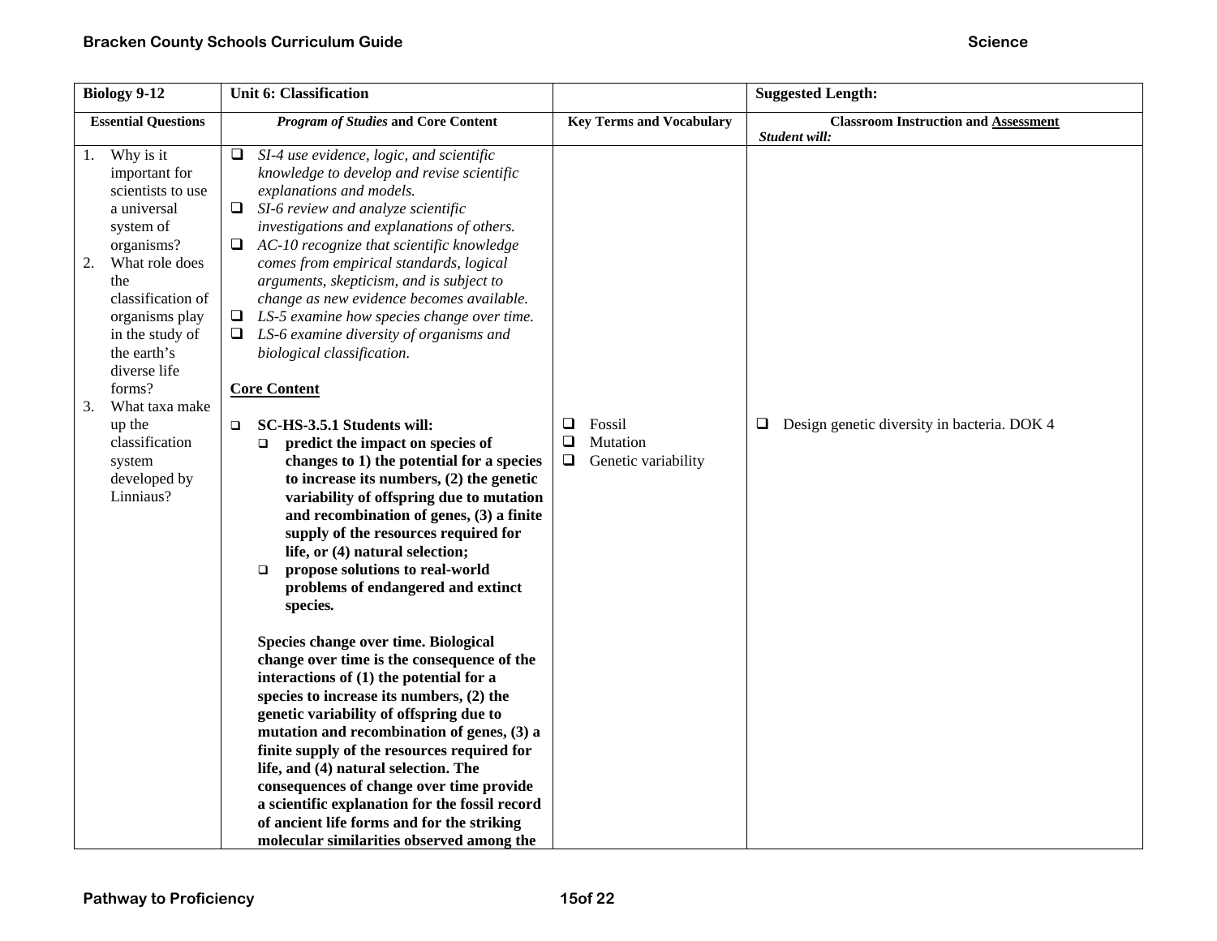| Biology 9-12 | Unit 6: Classification | | Suggested Length: |
|---|---|---|---|
| **Essential Questions** | ***Program of Studies* and Core Content** | **Key Terms and Vocabulary** | **Classroom Instruction and Assessment** *Student will:* |
| 1. Why is it important for scientists to use a universal system of organisms?<br>2. What role does the classification of organisms play in the study of the earth's diverse life forms?<br>3. What taxa make up the classification system developed by Linniaus? | ❑ *SI-4 use evidence, logic, and scientific knowledge to develop and revise scientific explanations and models.*<br>❑ *SI-6 review and analyze scientific investigations and explanations of others.*<br>❑ *AC-10 recognize that scientific knowledge comes from empirical standards, logical arguments, skepticism, and is subject to change as new evidence becomes available.*<br>❑ *LS-5 examine how species change over time.*<br>❑ *LS-6 examine diversity of organisms and biological classification.*<br><br>**Core Content**<br><br>❑ **SC-HS-3.5.1 Students will:**<br>❑ **predict the impact on species of changes to 1) the potential for a species to increase its numbers, (2) the genetic variability of offspring due to mutation and recombination of genes, (3) a finite supply of the resources required for life, or (4) natural selection;**<br>❑ **propose solutions to real-world problems of endangered and extinct species.**<br><br>**Species change over time. Biological change over time is the consequence of the interactions of (1) the potential for a species to increase its numbers, (2) the genetic variability of offspring due to mutation and recombination of genes, (3) a finite supply of the resources required for life, and (4) natural selection. The consequences of change over time provide a scientific explanation for the fossil record of ancient life forms and for the striking molecular similarities observed among the** | ❑ Fossil<br>❑ Mutation<br>❑ Genetic variability | ❑ Design genetic diversity in bacteria. DOK 4 |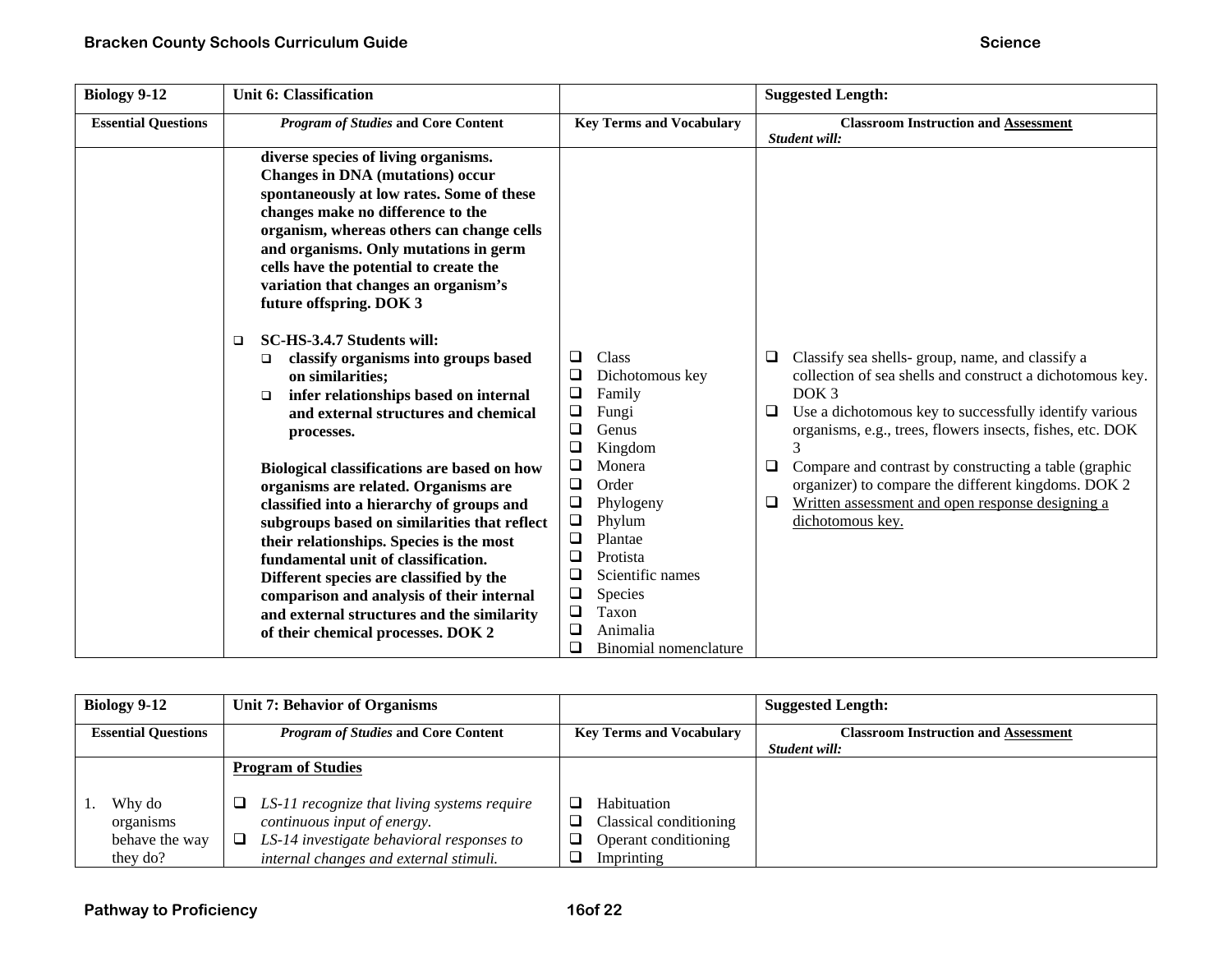| Biology 9-12 | Unit 6: Classification | | Suggested Length: |
|---|---|---|---|
| **Essential Questions** | ***Program of Studies* and Core Content** | **Key Terms and Vocabulary** | **Classroom Instruction and <u>Assessment</u>** *Student will:* |
| | **diverse species of living organisms. Changes in DNA (mutations) occur spontaneously at low rates. Some of these changes make no difference to the organism, whereas others can change cells and organisms. Only mutations in germ cells have the potential to create the variation that changes an organism's future offspring. DOK 3** | | |
| | ❑ **SC-HS-3.4.7 Students will:** <br> ❑ **classify organisms into groups based on similarities;** <br> ❑ **infer relationships based on internal and external structures and chemical processes.** <br><br> **Biological classifications are based on how organisms are related. Organisms are classified into a hierarchy of groups and subgroups based on similarities that reflect their relationships. Species is the most fundamental unit of classification. Different species are classified by the comparison and analysis of their internal and external structures and the similarity of their chemical processes. DOK 2** | ❑ Class <br> ❑ Dichotomous key <br> ❑ Family <br> ❑ Fungi <br> ❑ Genus <br> ❑ Kingdom <br> ❑ Monera <br> ❑ Order <br> ❑ Phylogeny <br> ❑ Phylum <br> ❑ Plantae <br> ❑ Protista <br> ❑ Scientific names <br> ❑ Species <br> ❑ Taxon <br> ❑ Animalia <br> ❑ Binomial nomenclature | ❑ Classify sea shells- group, name, and classify a collection of sea shells and construct a dichotomous key. DOK 3 <br> ❑ Use a dichotomous key to successfully identify various organisms, e.g., trees, flowers insects, fishes, etc. DOK 3 <br> ❑ Compare and contrast by constructing a table (graphic organizer) to compare the different kingdoms. DOK 2 <br> ❑ <u>Written assessment and open response designing a dichotomous key.</u> |

| Biology 9-12 | Unit 7: Behavior of Organisms | | Suggested Length: |
|---|---|---|---|
| **Essential Questions** | ***Program of Studies* and Core Content** | **Key Terms and Vocabulary** | **Classroom Instruction and <u>Assessment</u>** *Student will:* |
| 1. Why do organisms behave the way they do? | **<u>Program of Studies</u>** <br><br> ❑ *LS-11 recognize that living systems require continuous input of energy.* <br> ❑ *LS-14 investigate behavioral responses to internal changes and external stimuli.* | ❑ Habituation <br> ❑ Classical conditioning <br> ❑ Operant conditioning <br> ❑ Imprinting | |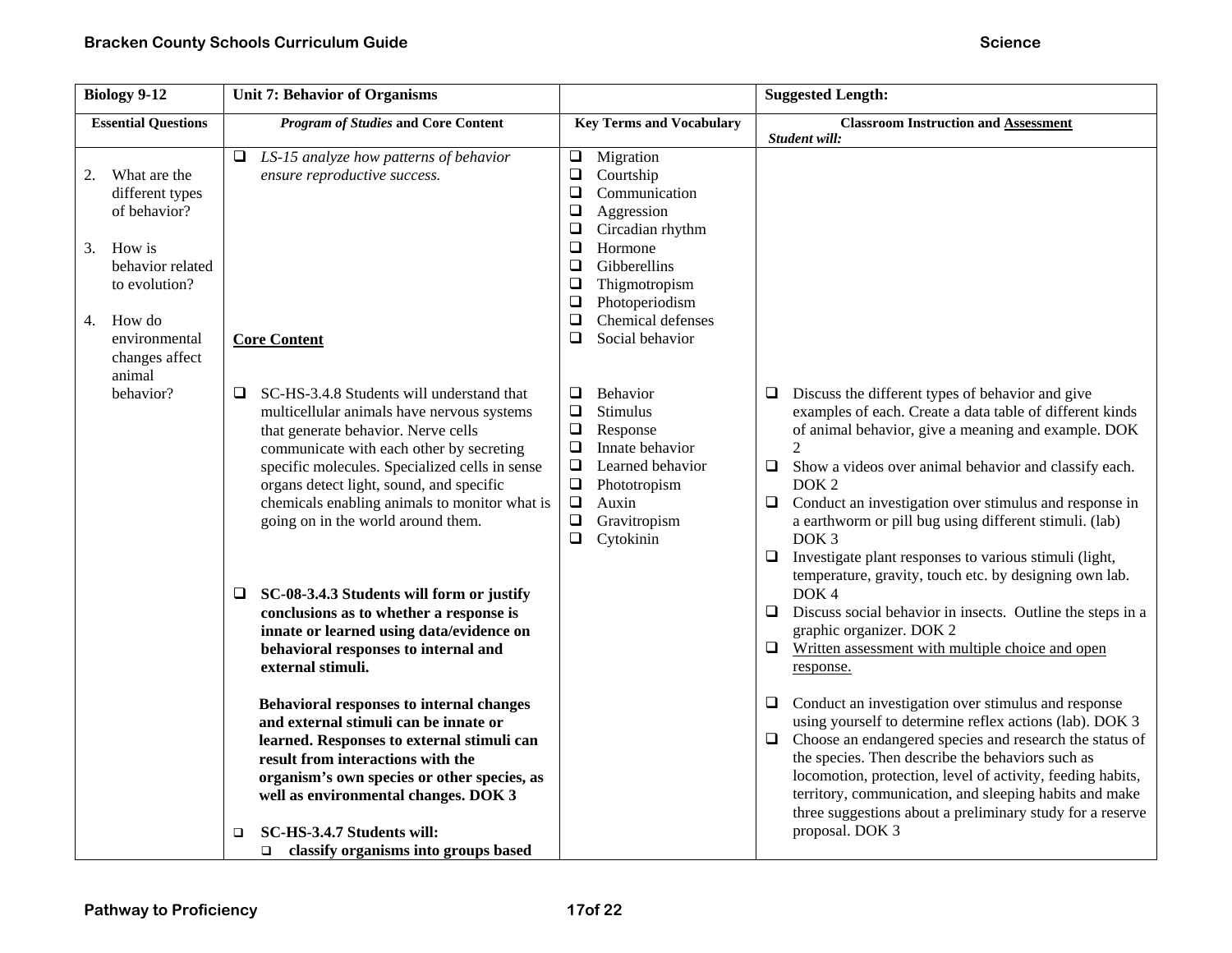| Biology 9-12 | Unit 7: Behavior of Organisms | | Suggested Length: |
|---|---|---|---|
| **Essential Questions** | ***Program of Studies* and Core Content** | **Key Terms and Vocabulary** | **Classroom Instruction and Assessment**<br>***Student will:*** |
| 2. What are the different types of behavior?<br><br>3. How is behavior related to evolution?<br><br>4. How do environmental changes affect animal behavior? | ❑ *LS-15 analyze how patterns of behavior ensure reproductive success.*<br><br>**Core Content**<br><br>❑ SC-HS-3.4.8 Students will understand that multicellular animals have nervous systems that generate behavior. Nerve cells communicate with each other by secreting specific molecules. Specialized cells in sense organs detect light, sound, and specific chemicals enabling animals to monitor what is going on in the world around them.<br><br>❑ **SC-08-3.4.3 Students will form or justify conclusions as to whether a response is innate or learned using data/evidence on behavioral responses to internal and external stimuli.**<br><br>**Behavioral responses to internal changes and external stimuli can be innate or learned. Responses to external stimuli can result from interactions with the organism's own species or other species, as well as environmental changes. DOK 3**<br><br>❑ **SC-HS-3.4.7 Students will:**<br>❑ **classify organisms into groups based** | ❑ Migration<br>❑ Courtship<br>❑ Communication<br>❑ Aggression<br>❑ Circadian rhythm<br>❑ Hormone<br>❑ Gibberellins<br>❑ Thigmotropism<br>❑ Photoperiodism<br>❑ Chemical defenses<br>❑ Social behavior<br><br>❑ Behavior<br>❑ Stimulus<br>❑ Response<br>❑ Innate behavior<br>❑ Learned behavior<br>❑ Phototropism<br>❑ Auxin<br>❑ Gravitropism<br>❑ Cytokinin | ❑ Discuss the different types of behavior and give examples of each. Create a data table of different kinds of animal behavior, give a meaning and example. DOK 2<br>❑ Show a videos over animal behavior and classify each. DOK 2<br>❑ Conduct an investigation over stimulus and response in a earthworm or pill bug using different stimuli. (lab) DOK 3<br>❑ Investigate plant responses to various stimuli (light, temperature, gravity, touch etc. by designing own lab. DOK 4<br>❑ Discuss social behavior in insects. Outline the steps in a graphic organizer. DOK 2<br>❑ <u>Written assessment with multiple choice and open response.</u><br><br>❑ Conduct an investigation over stimulus and response using yourself to determine reflex actions (lab). DOK 3<br>❑ Choose an endangered species and research the status of the species. Then describe the behaviors such as locomotion, protection, level of activity, feeding habits, territory, communication, and sleeping habits and make three suggestions about a preliminary study for a reserve proposal. DOK 3 |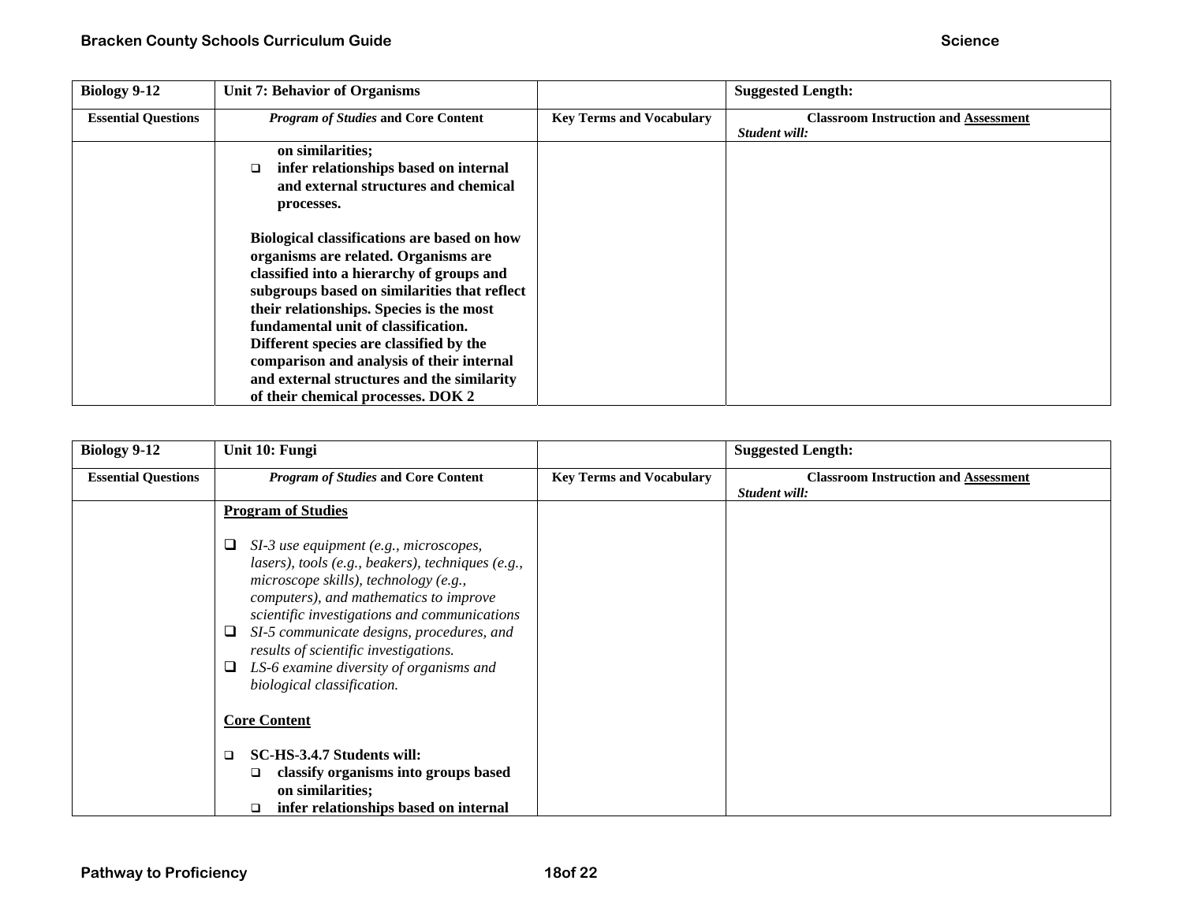| Biology 9-12 | Unit 7: Behavior of Organisms | | Suggested Length: |
|---|---|---|---|
| **Essential Questions** | ***Program of Studies* and Core Content** | **Key Terms and Vocabulary** | **Classroom Instruction and Assessment** *Student will:* |
| | **on similarities;** <br> ❑ **infer relationships based on internal and external structures and chemical processes.** <br><br> **Biological classifications are based on how organisms are related. Organisms are classified into a hierarchy of groups and subgroups based on similarities that reflect their relationships. Species is the most fundamental unit of classification. Different species are classified by the comparison and analysis of their internal and external structures and the similarity of their chemical processes. DOK 2** | | |

| Biology 9-12 | Unit 10: Fungi | | Suggested Length: |
|---|---|---|---|
| **Essential Questions** | ***Program of Studies* and Core Content** | **Key Terms and Vocabulary** | **Classroom Instruction and Assessment** *Student will:* |
| | **Program of Studies** <br><br> ❑ *SI-3 use equipment (e.g., microscopes, lasers), tools (e.g., beakers), techniques (e.g., microscope skills), technology (e.g., computers), and mathematics to improve scientific investigations and communications* <br> ❑ *SI-5 communicate designs, procedures, and results of scientific investigations.* <br> ❑ *LS-6 examine diversity of organisms and biological classification.* <br><br> **Core Content** <br><br> ❑ **SC-HS-3.4.7 Students will:** <br> ❑ **classify organisms into groups based on similarities;** <br> ❑ **infer relationships based on internal** | | |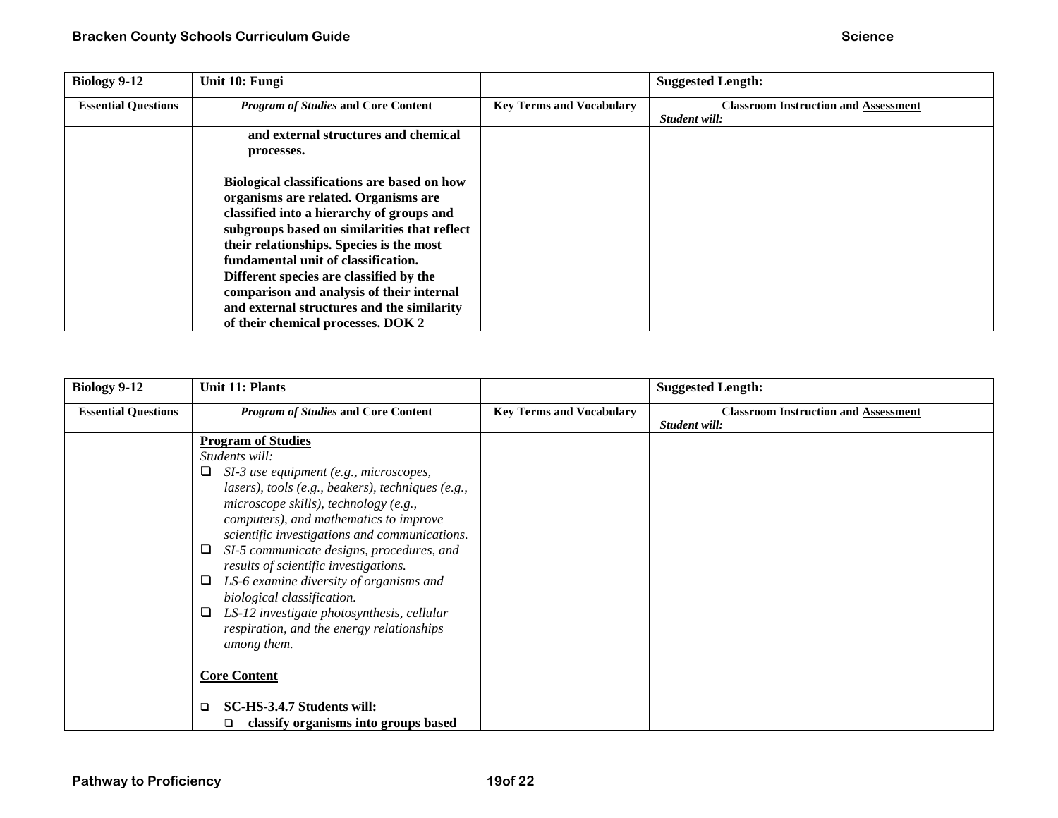| Biology 9-12 | Unit 10: Fungi | | Suggested Length: |
|---|---|---|---|
| **Essential Questions** | ***Program of Studies* and Core Content** | **Key Terms and Vocabulary** | **Classroom Instruction and Assessment** ***Student will:*** |
| | **and external structures and chemical processes.** <br><br> **Biological classifications are based on how organisms are related. Organisms are classified into a hierarchy of groups and subgroups based on similarities that reflect their relationships. Species is the most fundamental unit of classification. Different species are classified by the comparison and analysis of their internal and external structures and the similarity of their chemical processes. DOK 2** | | |

| Biology 9-12 | Unit 11: Plants | | Suggested Length: |
|---|---|---|---|
| **Essential Questions** | ***Program of Studies* and Core Content** | **Key Terms and Vocabulary** | **Classroom Instruction and Assessment** ***Student will:*** |
| | **Program of Studies** <br> *Students will:* <br> ❑ *SI-3 use equipment (e.g., microscopes, lasers), tools (e.g., beakers), techniques (e.g., microscope skills), technology (e.g., computers), and mathematics to improve scientific investigations and communications.* <br> ❑ *SI-5 communicate designs, procedures, and results of scientific investigations.* <br> ❑ *LS-6 examine diversity of organisms and biological classification.* <br> ❑ *LS-12 investigate photosynthesis, cellular respiration, and the energy relationships among them.* <br><br> **Core Content** <br><br> ❑ **SC-HS-3.4.7 Students will:** <br> ❑ **classify organisms into groups based** | | |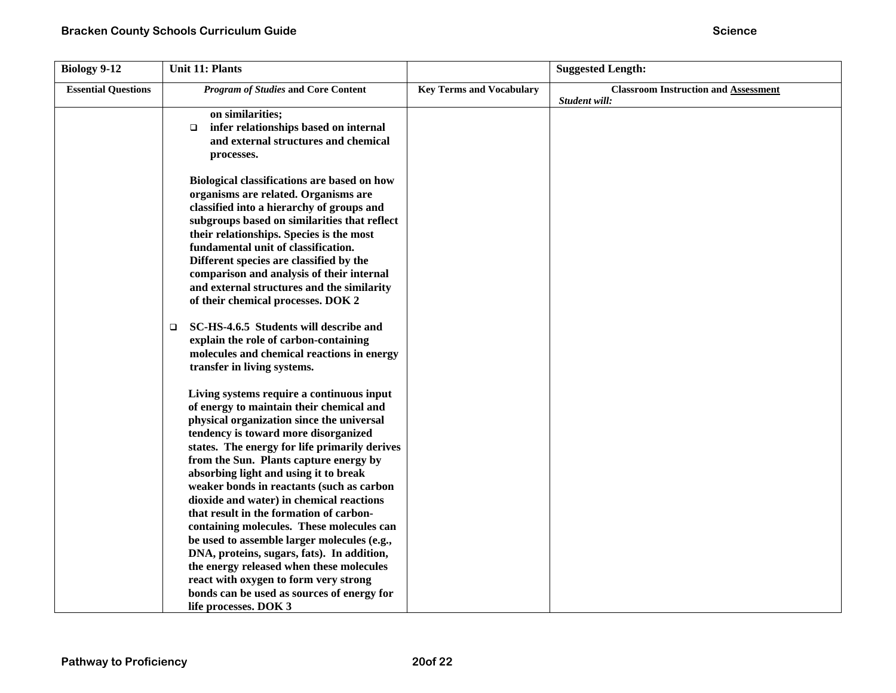| Biology 9-12 | Unit 11: Plants | | Suggested Length: |
|---|---|---|---|
| **Essential Questions** | ***Program of Studies* and Core Content** | **Key Terms and Vocabulary** | **Classroom Instruction and Assessment** *Student will:* |
| | **on similarities;**<br>❑ **infer relationships based on internal and external structures and chemical processes.**<br><br>**Biological classifications are based on how organisms are related. Organisms are classified into a hierarchy of groups and subgroups based on similarities that reflect their relationships. Species is the most fundamental unit of classification. Different species are classified by the comparison and analysis of their internal and external structures and the similarity of their chemical processes. DOK 2**<br><br>❑ **SC-HS-4.6.5 Students will describe and explain the role of carbon-containing molecules and chemical reactions in energy transfer in living systems.**<br><br>**Living systems require a continuous input of energy to maintain their chemical and physical organization since the universal tendency is toward more disorganized states. The energy for life primarily derives from the Sun. Plants capture energy by absorbing light and using it to break weaker bonds in reactants (such as carbon dioxide and water) in chemical reactions that result in the formation of carbon-containing molecules. These molecules can be used to assemble larger molecules (e.g., DNA, proteins, sugars, fats). In addition, the energy released when these molecules react with oxygen to form very strong bonds can be used as sources of energy for life processes. DOK 3** | | |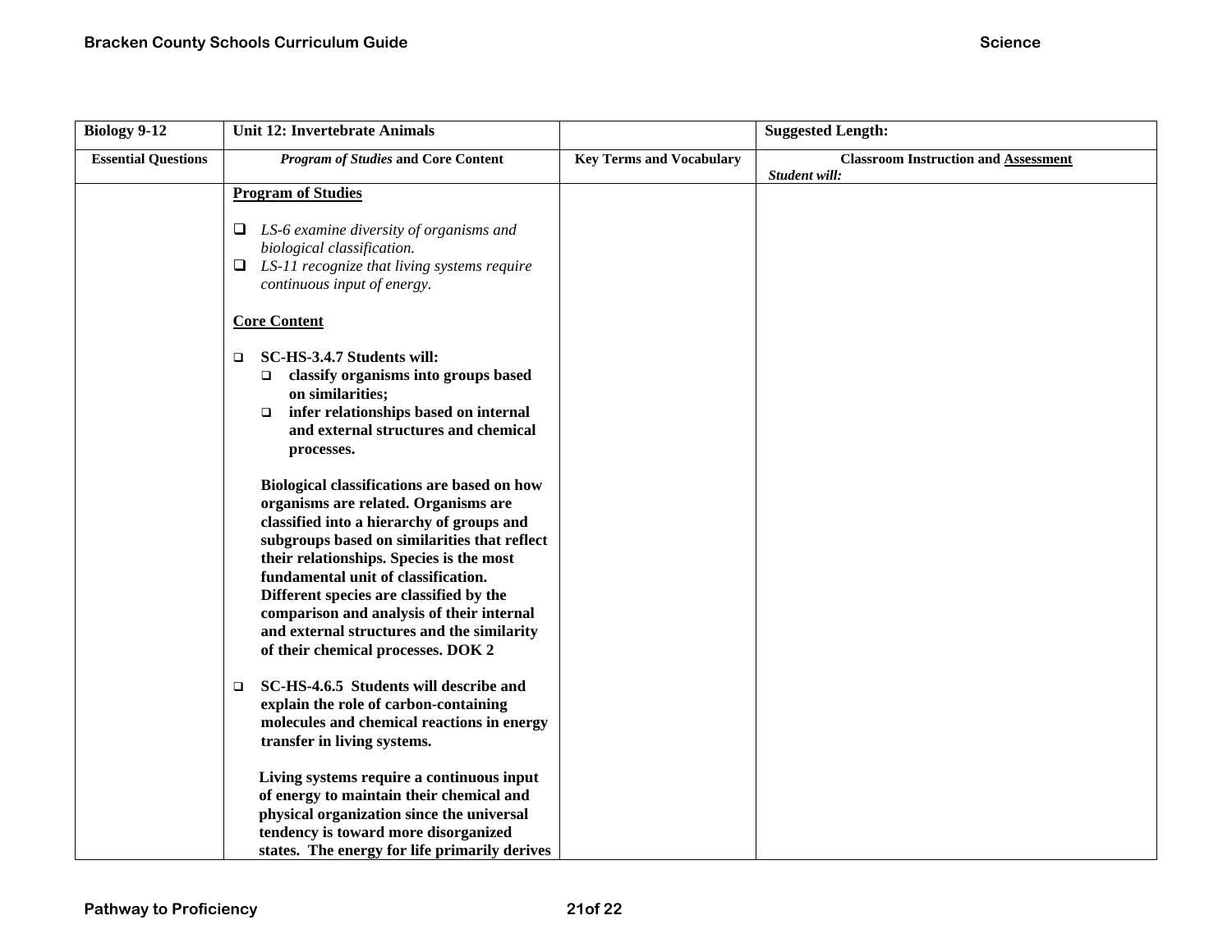| Biology 9-12 | Unit 12: Invertebrate Animals | | Suggested Length: |
|---|---|---|---|
| **Essential Questions** | ***Program of Studies* and Core Content** | **Key Terms and Vocabulary** | **Classroom Instruction and Assessment** ***Student will:*** |
| | **Program of Studies**<br><br>❑ *LS-6 examine diversity of organisms and biological classification.*<br>❑ *LS-11 recognize that living systems require continuous input of energy.*<br><br>**Core Content**<br><br>❑ **SC-HS-3.4.7 Students will:**<br>❑ **classify organisms into groups based on similarities;**<br>❑ **infer relationships based on internal and external structures and chemical processes.**<br><br>**Biological classifications are based on how organisms are related. Organisms are classified into a hierarchy of groups and subgroups based on similarities that reflect their relationships. Species is the most fundamental unit of classification. Different species are classified by the comparison and analysis of their internal and external structures and the similarity of their chemical processes. DOK 2**<br><br>❑ **SC-HS-4.6.5 Students will describe and explain the role of carbon-containing molecules and chemical reactions in energy transfer in living systems.**<br><br>**Living systems require a continuous input of energy to maintain their chemical and physical organization since the universal tendency is toward more disorganized states. The energy for life primarily derives** | | |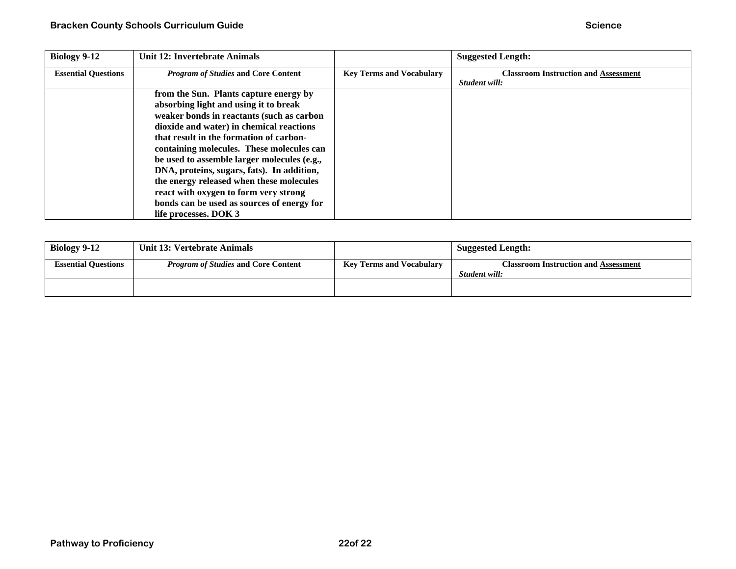| Biology 9-12 | Unit 12: Invertebrate Animals | | Suggested Length: |
|---|---|---|---|
| **Essential Questions** | ***Program of Studies* and Core Content** | **Key Terms and Vocabulary** | **Classroom Instruction and Assessment** ***Student will:*** |
| | **from the Sun. Plants capture energy by absorbing light and using it to break weaker bonds in reactants (such as carbon dioxide and water) in chemical reactions that result in the formation of carbon-containing molecules. These molecules can be used to assemble larger molecules (e.g., DNA, proteins, sugars, fats). In addition, the energy released when these molecules react with oxygen to form very strong bonds can be used as sources of energy for life processes. DOK 3** | | |

| Biology 9-12 | Unit 13: Vertebrate Animals | | Suggested Length: |
|---|---|---|---|
| **Essential Questions** | ***Program of Studies* and Core Content** | **Key Terms and Vocabulary** | **Classroom Instruction and Assessment** ***Student will:*** |
| | | | |